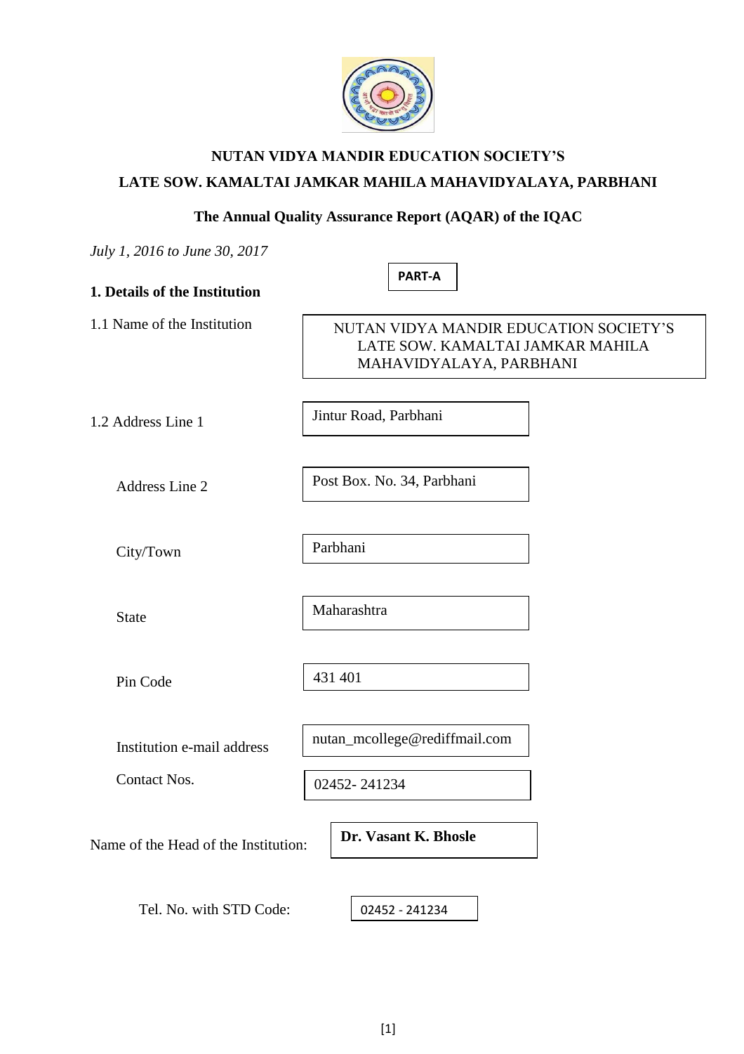**NUTAN VIDYA MANDIR EDUCATION SOCIETY'S**

**LATE SOW. KAMALTAI JAMKAR MAHILA MAHAVIDYALAYA, PARBHANI**

**The Annual Quality Assurance Report (AQAR) of the IQAC**

*July 1, 2016 to June 30, 2017*

**PART-A**

**1. Details of the Institution**

| | |
|---|---|
| 1.1 Name of the Institution | NUTAN VIDYA MANDIR EDUCATION SOCIETY'S LATE SOW. KAMALTAI JAMKAR MAHILA MAHAVIDYALAYA, PARBHANI |
| 1.2 Address Line 1 | Jintur Road, Parbhani |
| Address Line 2 | Post Box. No. 34, Parbhani |
| City/Town | Parbhani |
| State | Maharashtra |
| Pin Code | 431 401 |
| Institution e-mail address | nutan_mcollege@rediffmail.com |
| Contact Nos. | 02452- 241234 |
| Name of the Head of the Institution: | **Dr. Vasant K. Bhosle** |
| Tel. No. with STD Code: | 02452 - 241234 |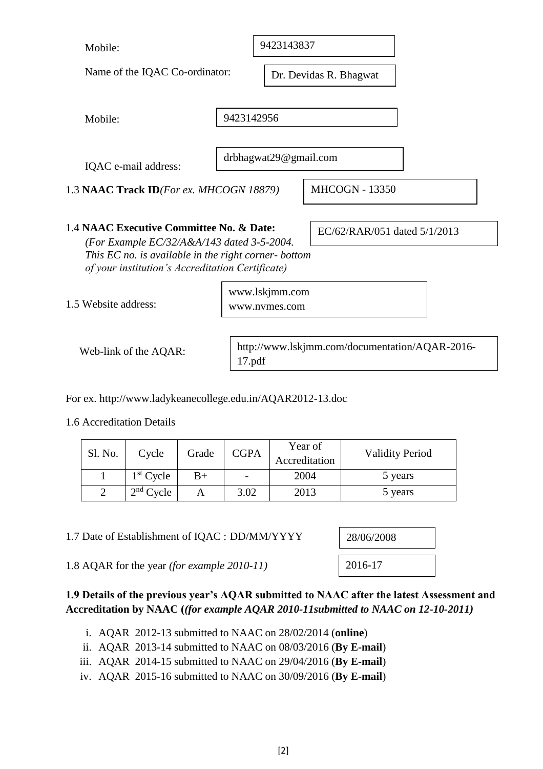Mobile: 9423143837

Name of the IQAC Co-ordinator: Dr. Devidas R. Bhagwat

Mobile: 9423142956

IQAC e-mail address: drbhagwat29@gmail.com

1.3 **NAAC Track ID** *(For ex. MHCOGN 18879)* MHCOGN - 13350

1.4 **NAAC Executive Committee No. & Date:** EC/62/RAR/051 dated 5/1/2013
*(For Example EC/32/A&A/143 dated 3-5-2004. This EC no. is available in the right corner- bottom of your institution's Accreditation Certificate)*

1.5 Website address: www.lskjmm.com www.nvmes.com

Web-link of the AQAR: http://www.lskjmm.com/documentation/AQAR-2016-17.pdf

For ex. http://www.ladykeanecollege.edu.in/AQAR2012-13.doc

1.6 Accreditation Details

| Sl. No. | Cycle | Grade | CGPA | Year of Accreditation | Validity Period |
|---|---|---|---|---|---|
| 1 | 1st Cycle | B+ | - | 2004 | 5 years |
| 2 | 2nd Cycle | A | 3.02 | 2013 | 5 years |

1.7 Date of Establishment of IQAC : DD/MM/YYYY 28/06/2008

1.8 AQAR for the year *(for example 2010-11)* 2016-17

**1.9 Details of the previous year's AQAR submitted to NAAC after the latest Assessment and Accreditation by NAAC (*(for example AQAR 2010-11submitted to NAAC on 12-10-2011)***

i. AQAR 2012-13 submitted to NAAC on 28/02/2014 (**online**)
ii. AQAR 2013-14 submitted to NAAC on 08/03/2016 (**By E-mail**)
iii. AQAR 2014-15 submitted to NAAC on 29/04/2016 (**By E-mail**)
iv. AQAR 2015-16 submitted to NAAC on 30/09/2016 (**By E-mail**)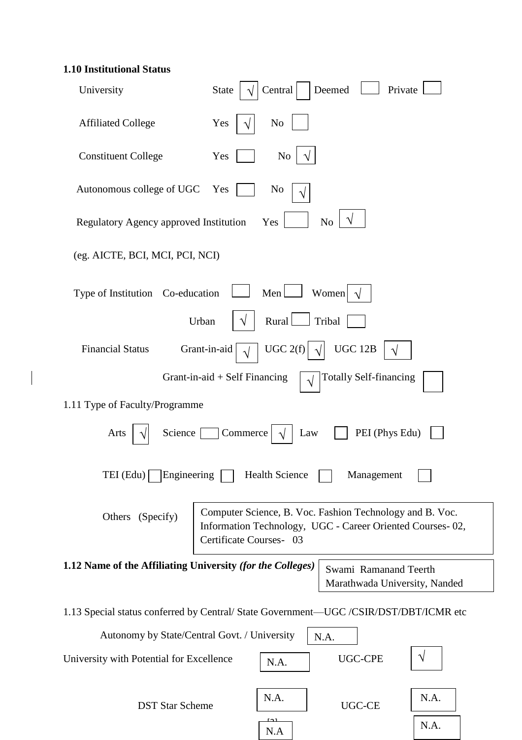**1.10 Institutional Status**

University — State √ | Central ☐ | Deemed ☐ | Private ☐

Affiliated College — Yes √ | No ☐

Constituent College — Yes ☐ | No √

Autonomous college of UGC — Yes ☐ | No √

Regulatory Agency approved Institution — Yes ☐ | No √

(eg. AICTE, BCI, MCI, PCI, NCI)

Type of Institution — Co-education ☐ | Men ☐ | Women √

Urban √ | Rural ☐ | Tribal ☐

Financial Status — Grant-in-aid √ | UGC 2(f) √ | UGC 12B √

Grant-in-aid + Self Financing √ | Totally Self-financing ☐

1.11 Type of Faculty/Programme

Arts √ | Science ☐ | Commerce √ | Law ☐ | PEI (Phys Edu) ☐

TEI (Edu) ☐ | Engineering ☐ | Health Science ☐ | Management ☐

Others (Specify): Computer Science, B. Voc. Fashion Technology and B. Voc. Information Technology, UGC - Career Oriented Courses- 02, Certificate Courses- 03

**1.12 Name of the Affiliating University *(for the Colleges)***: Swami Ramanand Teerth Marathwada University, Nanded

1.13 Special status conferred by Central/ State Government—UGC /CSIR/DST/DBT/ICMR etc

Autonomy by State/Central Govt. / University: N.A.

University with Potential for Excellence: N.A. | UGC-CPE: √

DST Star Scheme: N.A. | UGC-CE: N.A.

N.A | N.A.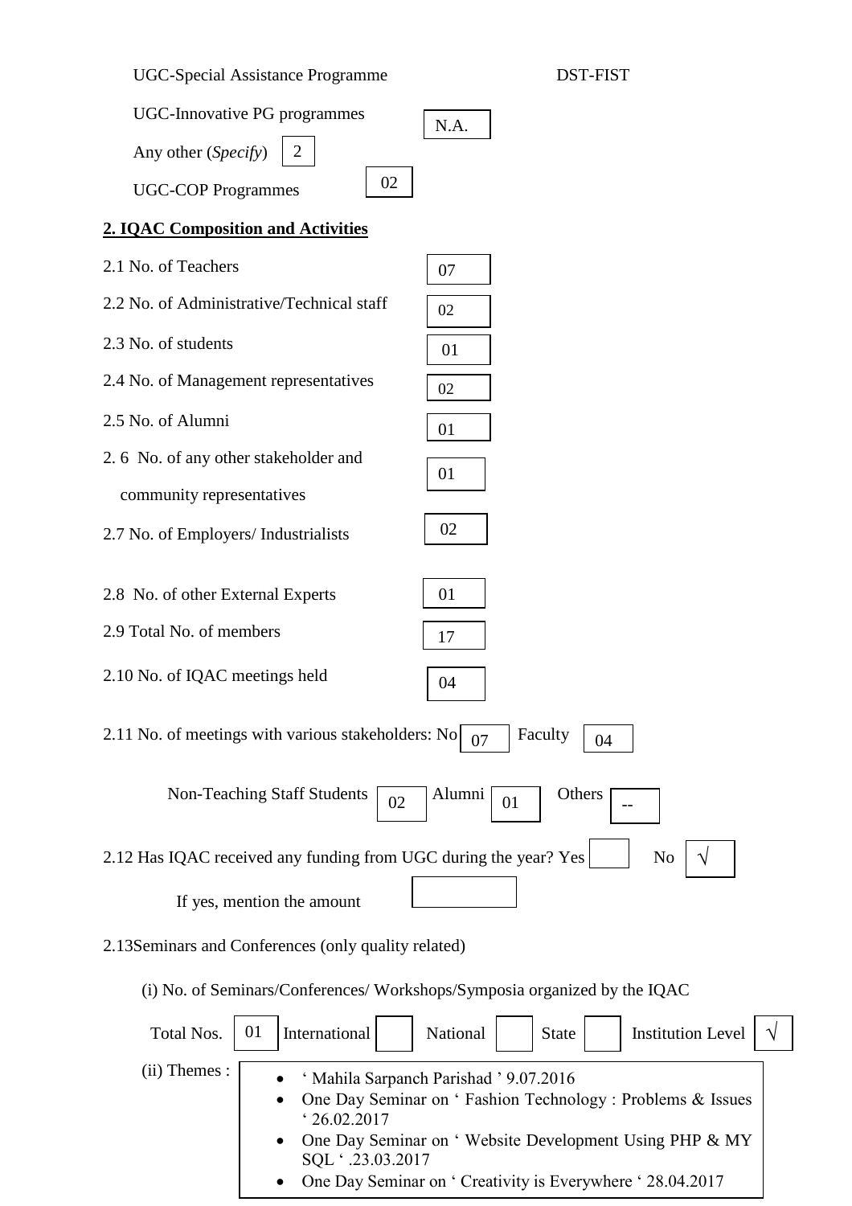UGC-Special Assistance Programme DST-FIST

UGC-Innovative PG programmes N.A.

Any other (*Specify*) 2

UGC-COP Programmes 02

**2. IQAC Composition and Activities**

| | |
|---|---|
| 2.1 No. of Teachers | 07 |
| 2.2 No. of Administrative/Technical staff | 02 |
| 2.3 No. of students | 01 |
| 2.4 No. of Management representatives | 02 |
| 2.5 No. of Alumni | 01 |
| 2. 6 No. of any other stakeholder and community representatives | 01 |
| 2.7 No. of Employers/ Industrialists | 02 |
| 2.8 No. of other External Experts | 01 |
| 2.9 Total No. of members | 17 |
| 2.10 No. of IQAC meetings held | 04 |

2.11 No. of meetings with various stakeholders: No 07 Faculty 04

Non-Teaching Staff Students 02 Alumni 01 Others --

2.12 Has IQAC received any funding from UGC during the year? Yes No √

If yes, mention the amount

2.13Seminars and Conferences (only quality related)

(i) No. of Seminars/Conferences/ Workshops/Symposia organized by the IQAC

Total Nos. 01 International National State Institution Level √

(ii) Themes :

- ' Mahila Sarpanch Parishad ' 9.07.2016
- One Day Seminar on ' Fashion Technology : Problems & Issues ' 26.02.2017
- One Day Seminar on ' Website Development Using PHP & MY SQL ' .23.03.2017
- One Day Seminar on ' Creativity is Everywhere ' 28.04.2017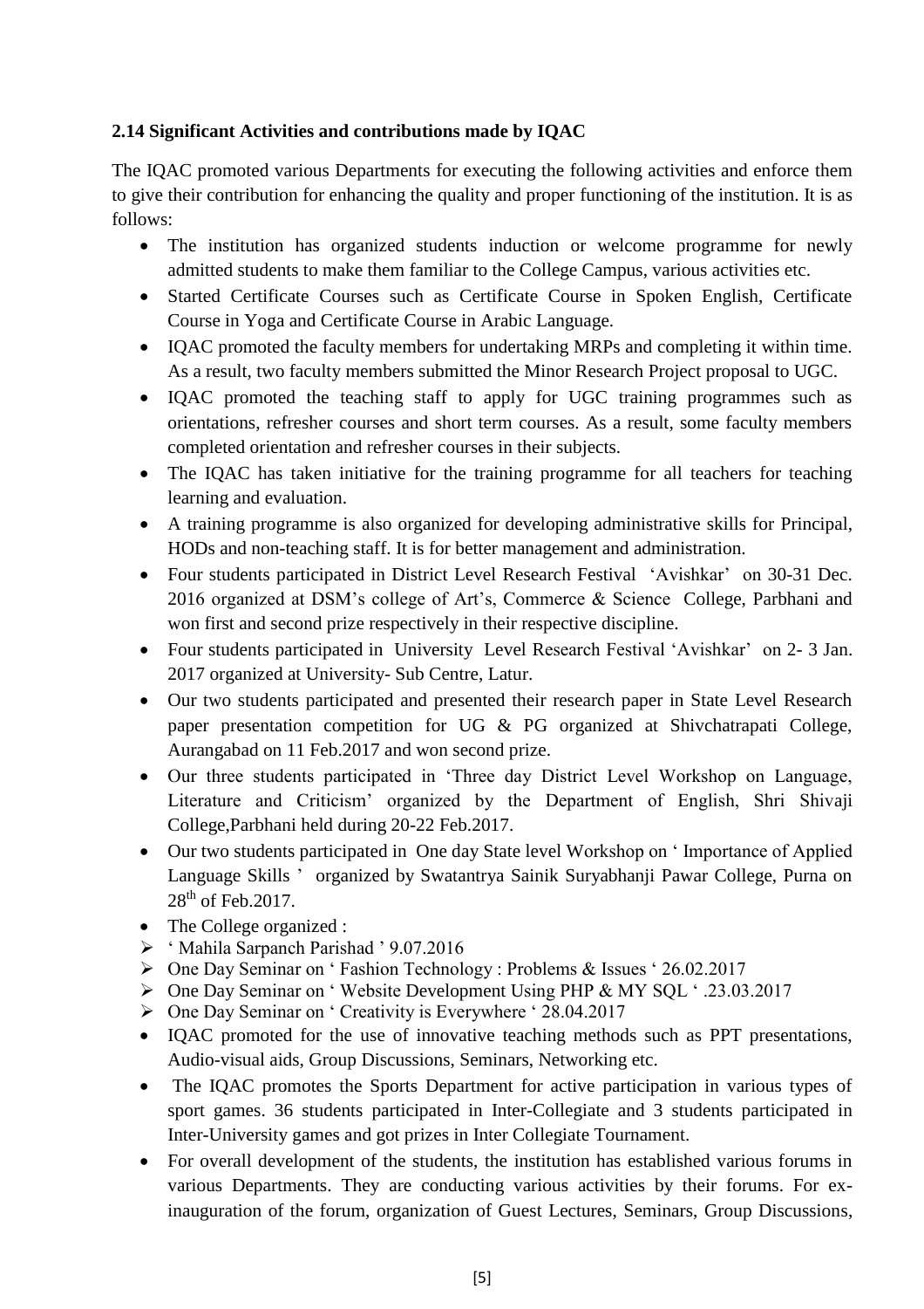**2.14 Significant Activities and contributions made by IQAC**

The IQAC promoted various Departments for executing the following activities and enforce them to give their contribution for enhancing the quality and proper functioning of the institution. It is as follows:

- The institution has organized students induction or welcome programme for newly admitted students to make them familiar to the College Campus, various activities etc.
- Started Certificate Courses such as Certificate Course in Spoken English, Certificate Course in Yoga and Certificate Course in Arabic Language.
- IQAC promoted the faculty members for undertaking MRPs and completing it within time. As a result, two faculty members submitted the Minor Research Project proposal to UGC.
- IQAC promoted the teaching staff to apply for UGC training programmes such as orientations, refresher courses and short term courses. As a result, some faculty members completed orientation and refresher courses in their subjects.
- The IQAC has taken initiative for the training programme for all teachers for teaching learning and evaluation.
- A training programme is also organized for developing administrative skills for Principal, HODs and non-teaching staff. It is for better management and administration.
- Four students participated in District Level Research Festival 'Avishkar' on 30-31 Dec. 2016 organized at DSM's college of Art's, Commerce & Science College, Parbhani and won first and second prize respectively in their respective discipline.
- Four students participated in University Level Research Festival 'Avishkar' on 2- 3 Jan. 2017 organized at University- Sub Centre, Latur.
- Our two students participated and presented their research paper in State Level Research paper presentation competition for UG & PG organized at Shivchatrapati College, Aurangabad on 11 Feb.2017 and won second prize.
- Our three students participated in 'Three day District Level Workshop on Language, Literature and Criticism' organized by the Department of English, Shri Shivaji College,Parbhani held during 20-22 Feb.2017.
- Our two students participated in One day State level Workshop on ' Importance of Applied Language Skills ' organized by Swatantrya Sainik Suryabhanji Pawar College, Purna on 28th of Feb.2017.
- The College organized :
  - ' Mahila Sarpanch Parishad ' 9.07.2016
  - One Day Seminar on ' Fashion Technology : Problems & Issues ' 26.02.2017
  - One Day Seminar on ' Website Development Using PHP & MY SQL ' .23.03.2017
  - One Day Seminar on ' Creativity is Everywhere ' 28.04.2017
- IQAC promoted for the use of innovative teaching methods such as PPT presentations, Audio-visual aids, Group Discussions, Seminars, Networking etc.
- The IQAC promotes the Sports Department for active participation in various types of sport games. 36 students participated in Inter-Collegiate and 3 students participated in Inter-University games and got prizes in Inter Collegiate Tournament.
- For overall development of the students, the institution has established various forums in various Departments. They are conducting various activities by their forums. For ex- inauguration of the forum, organization of Guest Lectures, Seminars, Group Discussions,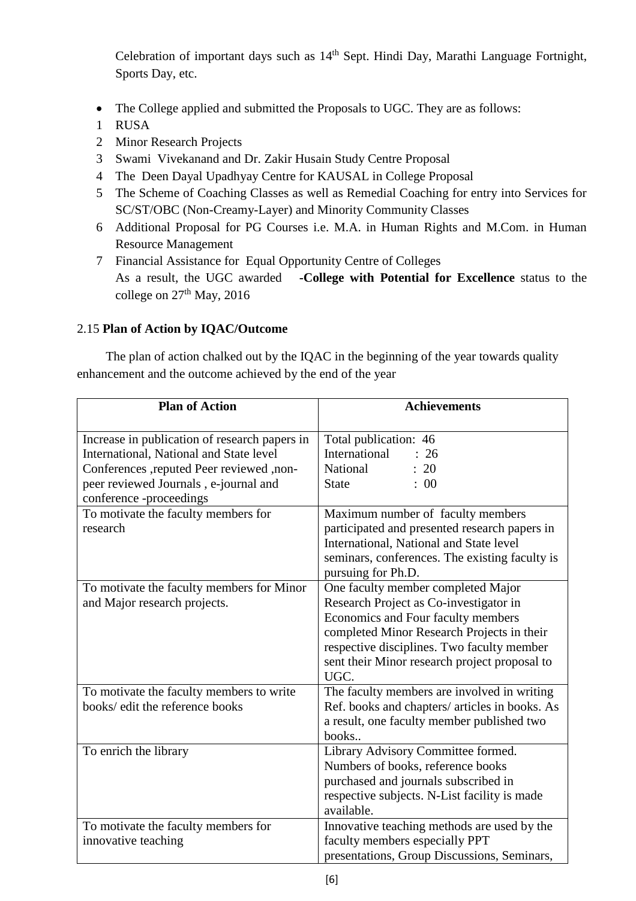Celebration of important days such as 14th Sept. Hindi Day, Marathi Language Fortnight, Sports Day, etc.

- The College applied and submitted the Proposals to UGC. They are as follows:

1. RUSA
2. Minor Research Projects
3. Swami Vivekanand and Dr. Zakir Husain Study Centre Proposal
4. The Deen Dayal Upadhyay Centre for KAUSAL in College Proposal
5. The Scheme of Coaching Classes as well as Remedial Coaching for entry into Services for SC/ST/OBC (Non-Creamy-Layer) and Minority Community Classes
6. Additional Proposal for PG Courses i.e. M.A. in Human Rights and M.Com. in Human Resource Management
7. Financial Assistance for Equal Opportunity Centre of Colleges

As a result, the UGC awarded **-College with Potential for Excellence** status to the college on 27th May, 2016

## 2.15 **Plan of Action by IQAC/Outcome**

The plan of action chalked out by the IQAC in the beginning of the year towards quality enhancement and the outcome achieved by the end of the year

| **Plan of Action** | **Achievements** |
|---|---|
| Increase in publication of research papers in International, National and State level Conferences ,reputed Peer reviewed ,non-peer reviewed Journals , e-journal and conference -proceedings | Total publication: 46<br>International : 26<br>National : 20<br>State : 00 |
| To motivate the faculty members for research | Maximum number of faculty members participated and presented research papers in International, National and State level seminars, conferences. The existing faculty is pursuing for Ph.D. |
| To motivate the faculty members for Minor and Major research projects. | One faculty member completed Major Research Project as Co-investigator in Economics and Four faculty members completed Minor Research Projects in their respective disciplines. Two faculty member sent their Minor research project proposal to UGC. |
| To motivate the faculty members to write books/ edit the reference books | The faculty members are involved in writing Ref. books and chapters/ articles in books. As a result, one faculty member published two books.. |
| To enrich the library | Library Advisory Committee formed. Numbers of books, reference books purchased and journals subscribed in respective subjects. N-List facility is made available. |
| To motivate the faculty members for innovative teaching | Innovative teaching methods are used by the faculty members especially PPT presentations, Group Discussions, Seminars, |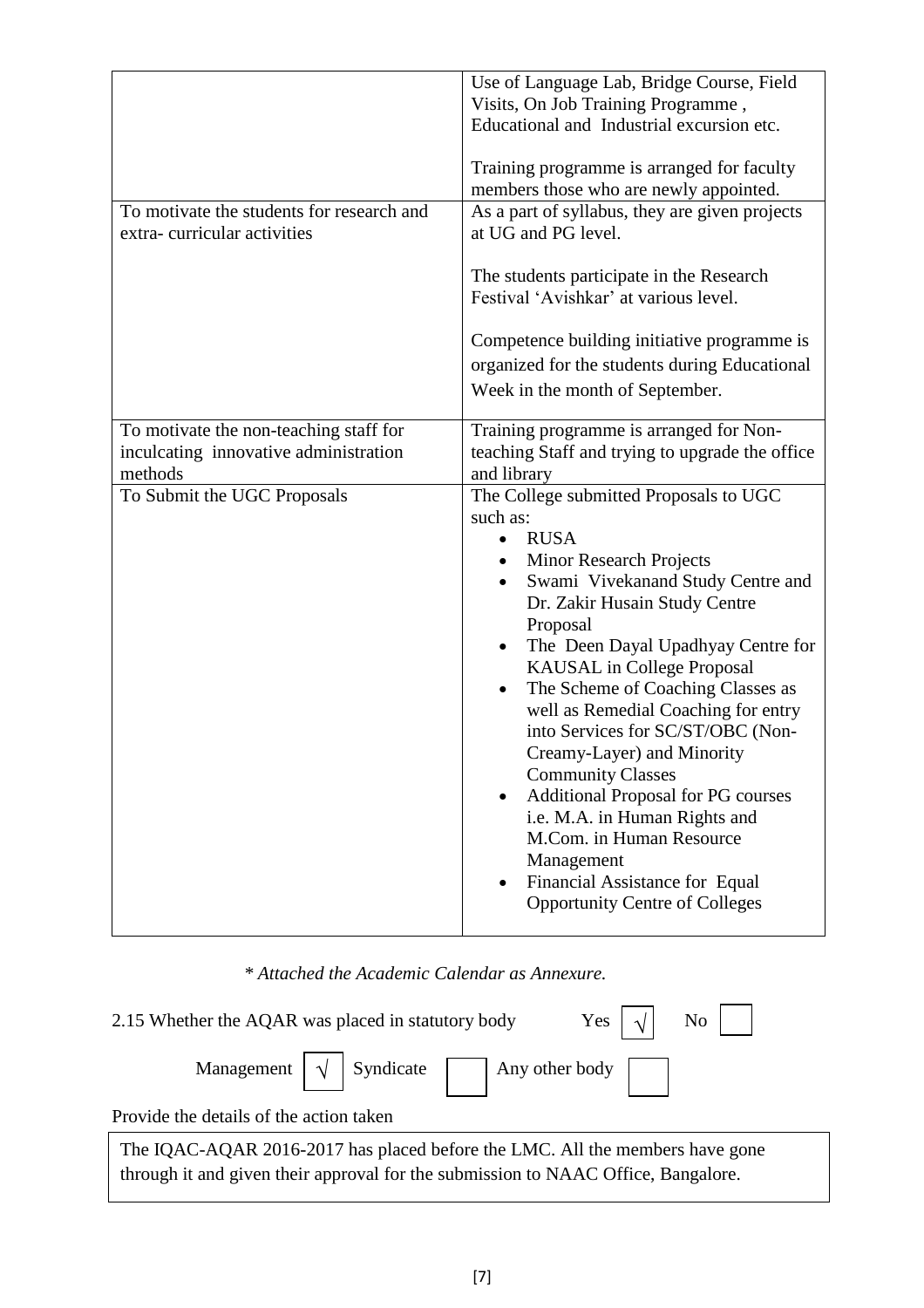| | |
|---|---|
| | Use of Language Lab, Bridge Course, Field Visits, On Job Training Programme , Educational and Industrial excursion etc.<br><br>Training programme is arranged for faculty members those who are newly appointed. |
| To motivate the students for research and extra- curricular activities | As a part of syllabus, they are given projects at UG and PG level.<br><br>The students participate in the Research Festival 'Avishkar' at various level.<br><br>Competence building initiative programme is organized for the students during Educational Week in the month of September. |
| To motivate the non-teaching staff for inculcating innovative administration methods | Training programme is arranged for Non-teaching Staff and trying to upgrade the office and library |
| To Submit the UGC Proposals | The College submitted Proposals to UGC such as:<br>• RUSA<br>• Minor Research Projects<br>• Swami Vivekanand Study Centre and Dr. Zakir Husain Study Centre Proposal<br>• The Deen Dayal Upadhyay Centre for KAUSAL in College Proposal<br>• The Scheme of Coaching Classes as well as Remedial Coaching for entry into Services for SC/ST/OBC (Non-Creamy-Layer) and Minority Community Classes<br>• Additional Proposal for PG courses i.e. M.A. in Human Rights and M.Com. in Human Resource Management<br>• Financial Assistance for Equal Opportunity Centre of Colleges |

*\* Attached the Academic Calendar as Annexure.*

2.15 Whether the AQAR was placed in statutory body Yes [√] No [ ]

Management [√] Syndicate [ ] Any other body [ ]

Provide the details of the action taken

The IQAC-AQAR 2016-2017 has placed before the LMC. All the members have gone through it and given their approval for the submission to NAAC Office, Bangalore.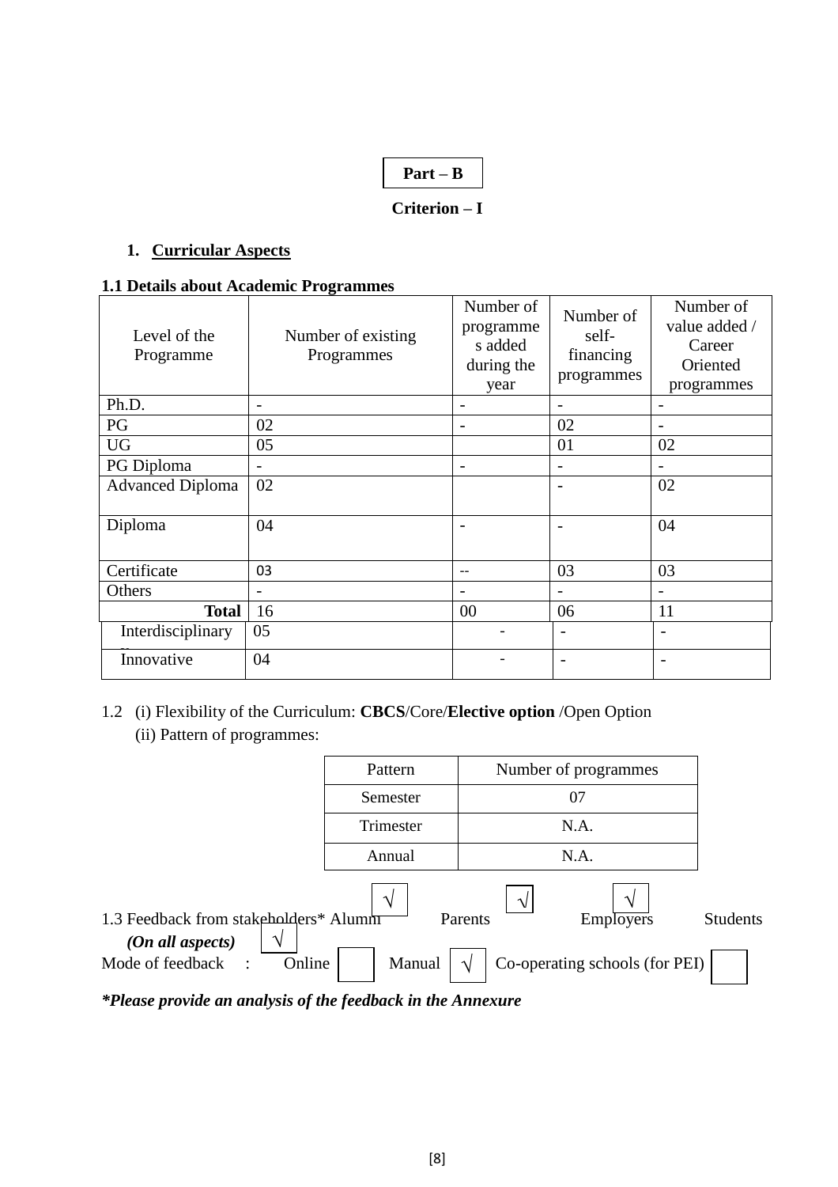**Part – B**

**Criterion – I**

## 1. Curricular Aspects

**1.1 Details about Academic Programmes**

| Level of the Programme | Number of existing Programmes | Number of programmes added during the year | Number of self-financing programmes | Number of value added / Career Oriented programmes |
|---|---|---|---|---|
| Ph.D. | - | - | - | - |
| PG | 02 | - | 02 | - |
| UG | 05 | | 01 | 02 |
| PG Diploma | - | - | - | - |
| Advanced Diploma | 02 | | - | 02 |
| Diploma | 04 | - | - | 04 |
| Certificate | 03 | -- | 03 | 03 |
| Others | - | - | - | - |
| **Total** | 16 | 00 | 06 | 11 |
| Interdisciplinary | 05 | - | - | - |
| Innovative | 04 | - | - | - |

1.2 (i) Flexibility of the Curriculum: **CBCS**/Core/**Elective option** /Open Option

(ii) Pattern of programmes:

| Pattern | Number of programmes |
|---|---|
| Semester | 07 |
| Trimester | N.A. |
| Annual | N.A. |

1.3 Feedback from stakeholders* Alumni √ Parents √ Employers √ Students √

***(On all aspects)***

Mode of feedback : Online ☐ Manual √ Co-operating schools (for PEI) ☐

***Please provide an analysis of the feedback in the Annexure**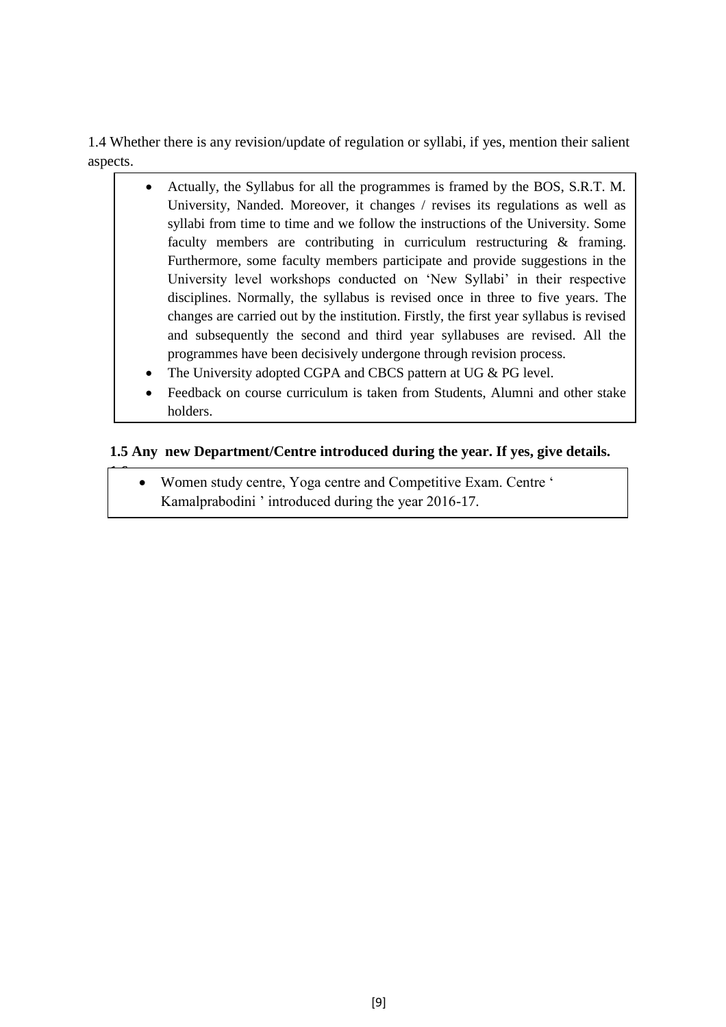1.4 Whether there is any revision/update of regulation or syllabi, if yes, mention their salient aspects.

- Actually, the Syllabus for all the programmes is framed by the BOS, S.R.T. M. University, Nanded. Moreover, it changes / revises its regulations as well as syllabi from time to time and we follow the instructions of the University. Some faculty members are contributing in curriculum restructuring & framing. Furthermore, some faculty members participate and provide suggestions in the University level workshops conducted on 'New Syllabi' in their respective disciplines. Normally, the syllabus is revised once in three to five years. The changes are carried out by the institution. Firstly, the first year syllabus is revised and subsequently the second and third year syllabuses are revised. All the programmes have been decisively undergone through revision process.
- The University adopted CGPA and CBCS pattern at UG & PG level.
- Feedback on course curriculum is taken from Students, Alumni and other stake holders.

**1.5 Any new Department/Centre introduced during the year. If yes, give details.**

- Women study centre, Yoga centre and Competitive Exam. Centre ' Kamalprabodini ' introduced during the year 2016-17.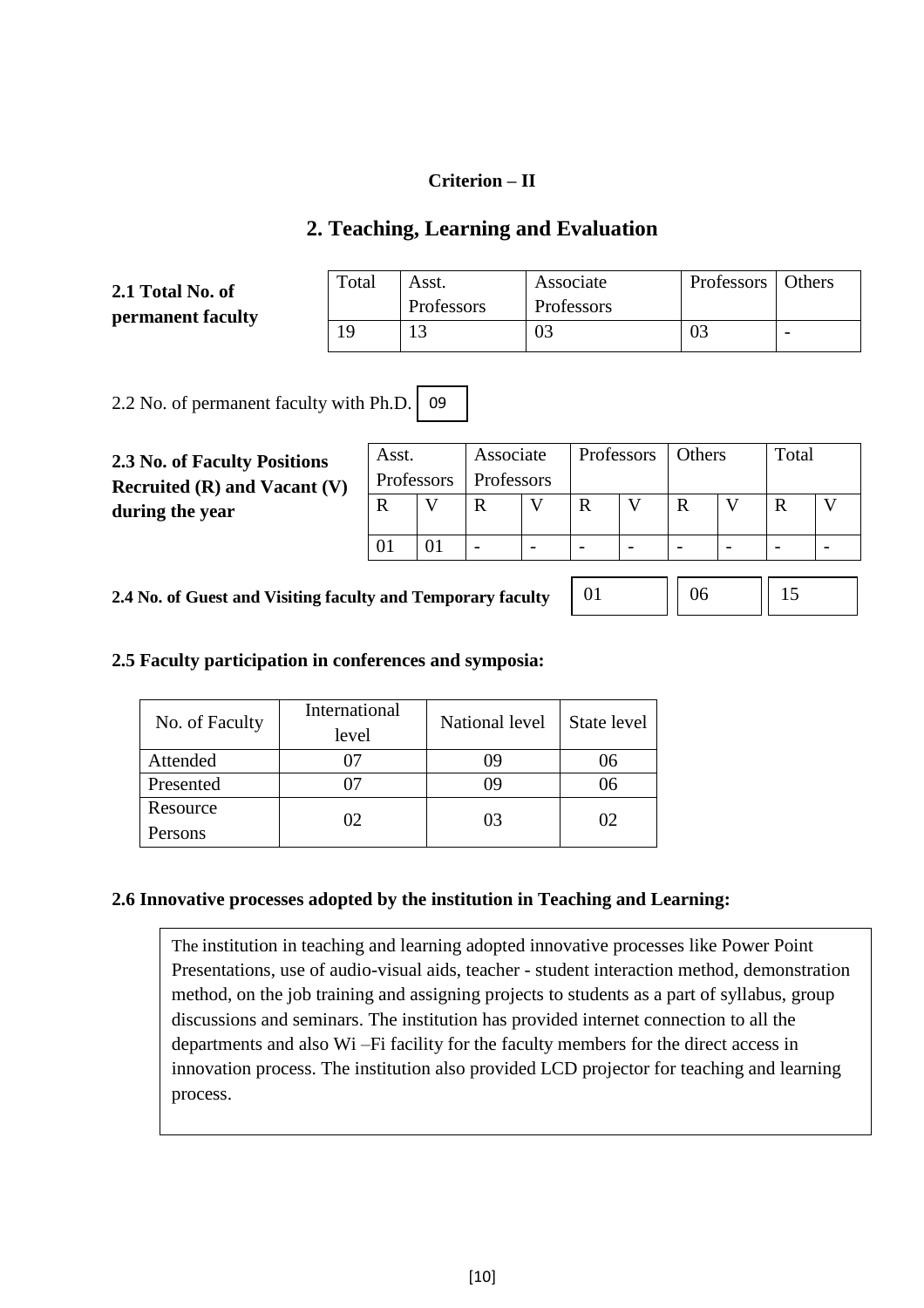**Criterion – II**

## 2. Teaching, Learning and Evaluation

**2.1 Total No. of permanent faculty**

| Total | Asst. Professors | Associate Professors | Professors | Others |
|---|---|---|---|---|
| 19 | 13 | 03 | 03 | - |

2.2 No. of permanent faculty with Ph.D. 09

**2.3 No. of Faculty Positions Recruited (R) and Vacant (V) during the year**

| Asst. Professors | | Associate Professors | | Professors | | Others | | Total | |
|---|---|---|---|---|---|---|---|---|---|
| R | V | R | V | R | V | R | V | R | V |
| 01 | 01 | - | - | - | - | - | - | - | - |

**2.4 No. of Guest and Visiting faculty and Temporary faculty** 01 06 15

**2.5 Faculty participation in conferences and symposia:**

| No. of Faculty | International level | National level | State level |
|---|---|---|---|
| Attended | 07 | 09 | 06 |
| Presented | 07 | 09 | 06 |
| Resource Persons | 02 | 03 | 02 |

**2.6 Innovative processes adopted by the institution in Teaching and Learning:**

The institution in teaching and learning adopted innovative processes like Power Point Presentations, use of audio-visual aids, teacher - student interaction method, demonstration method, on the job training and assigning projects to students as a part of syllabus, group discussions and seminars. The institution has provided internet connection to all the departments and also Wi –Fi facility for the faculty members for the direct access in innovation process. The institution also provided LCD projector for teaching and learning process.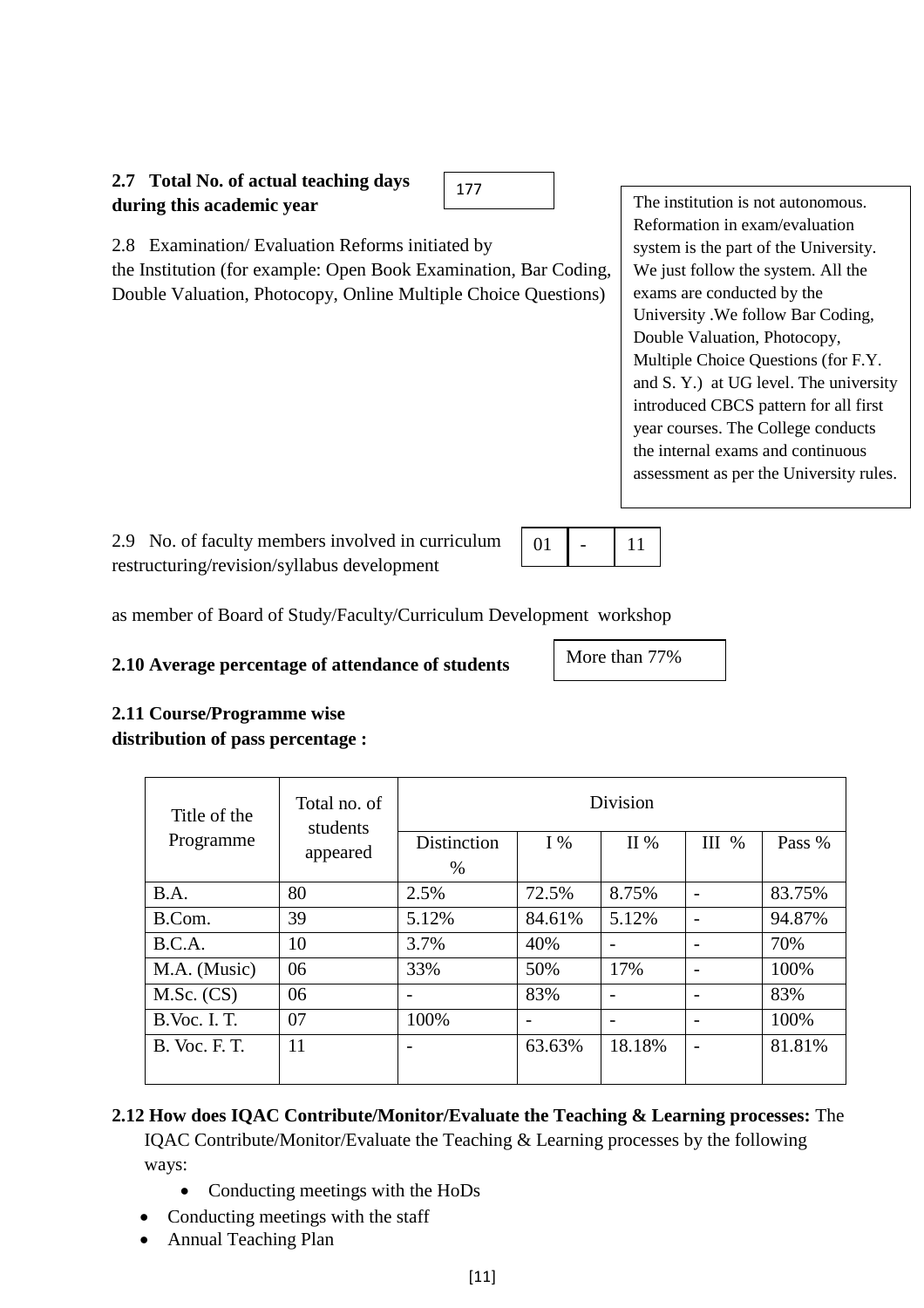**2.7 Total No. of actual teaching days during this academic year**

177

2.8 Examination/ Evaluation Reforms initiated by the Institution (for example: Open Book Examination, Bar Coding, Double Valuation, Photocopy, Online Multiple Choice Questions)

The institution is not autonomous. Reformation in exam/evaluation system is the part of the University. We just follow the system. All the exams are conducted by the University .We follow Bar Coding, Double Valuation, Photocopy, Multiple Choice Questions (for F.Y. and S. Y.) at UG level. The university introduced CBCS pattern for all first year courses. The College conducts the internal exams and continuous assessment as per the University rules.

2.9 No. of faculty members involved in curriculum restructuring/revision/syllabus development

| 01 | - | 11 |
|---|---|---|

as member of Board of Study/Faculty/Curriculum Development workshop

**2.10 Average percentage of attendance of students**

More than 77%

**2.11 Course/Programme wise distribution of pass percentage :**

| Title of the Programme | Total no. of students appeared | Division | | | | |
|---|---|---|---|---|---|---|
| | | Distinction % | I % | II % | III % | Pass % |
| B.A. | 80 | 2.5% | 72.5% | 8.75% | - | 83.75% |
| B.Com. | 39 | 5.12% | 84.61% | 5.12% | - | 94.87% |
| B.C.A. | 10 | 3.7% | 40% | - | - | 70% |
| M.A. (Music) | 06 | 33% | 50% | 17% | - | 100% |
| M.Sc. (CS) | 06 | - | 83% | - | - | 83% |
| B.Voc. I. T. | 07 | 100% | - | - | - | 100% |
| B. Voc. F. T. | 11 | - | 63.63% | 18.18% | - | 81.81% |

**2.12 How does IQAC Contribute/Monitor/Evaluate the Teaching & Learning processes:** The IQAC Contribute/Monitor/Evaluate the Teaching & Learning processes by the following ways:

- Conducting meetings with the HoDs
- Conducting meetings with the staff
- Annual Teaching Plan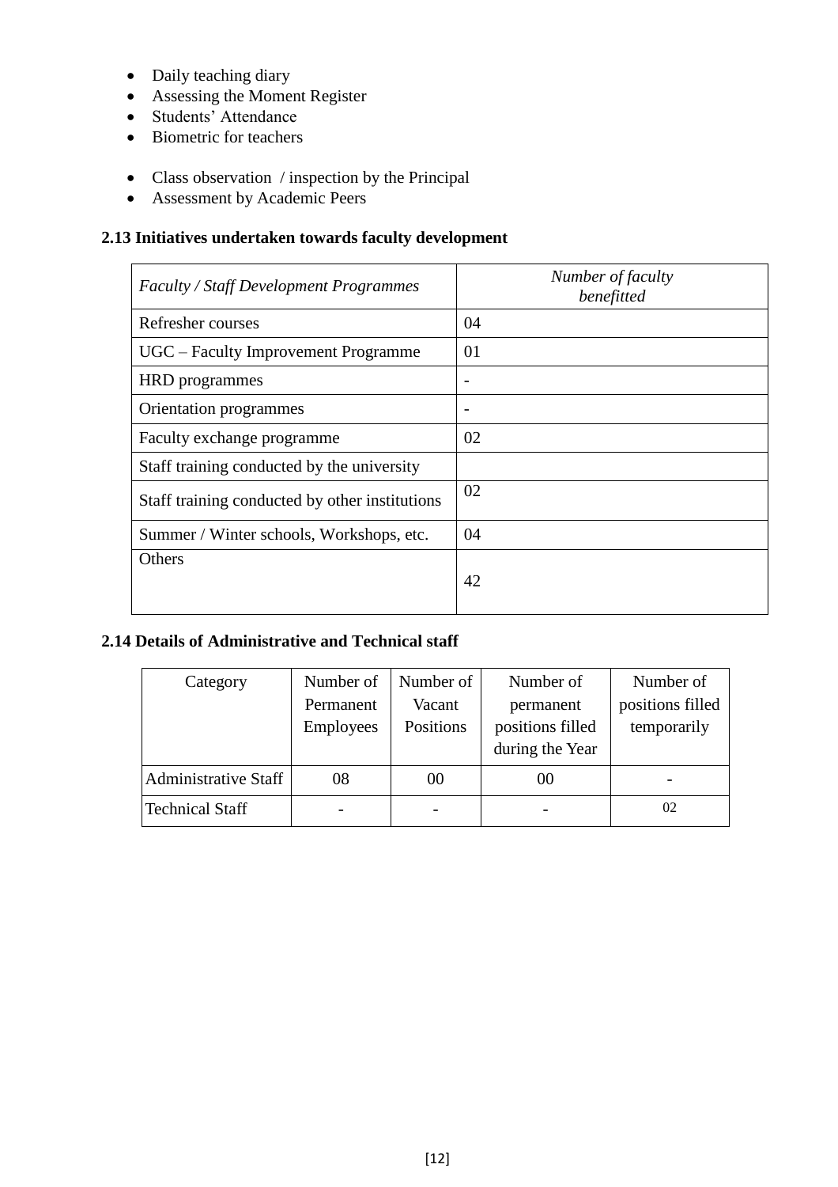- Daily teaching diary
- Assessing the Moment Register
- Students' Attendance
- Biometric for teachers

- Class observation / inspection by the Principal
- Assessment by Academic Peers

**2.13 Initiatives undertaken towards faculty development**

| *Faculty / Staff Development Programmes* | *Number of faculty benefitted* |
|---|---|
| Refresher courses | 04 |
| UGC – Faculty Improvement Programme | 01 |
| HRD programmes | - |
| Orientation programmes | - |
| Faculty exchange programme | 02 |
| Staff training conducted by the university | |
| Staff training conducted by other institutions | 02 |
| Summer / Winter schools, Workshops, etc. | 04 |
| Others | 42 |

**2.14 Details of Administrative and Technical staff**

| Category | Number of Permanent Employees | Number of Vacant Positions | Number of permanent positions filled during the Year | Number of positions filled temporarily |
|---|---|---|---|---|
| Administrative Staff | 08 | 00 | 00 | - |
| Technical Staff | - | - | - | 02 |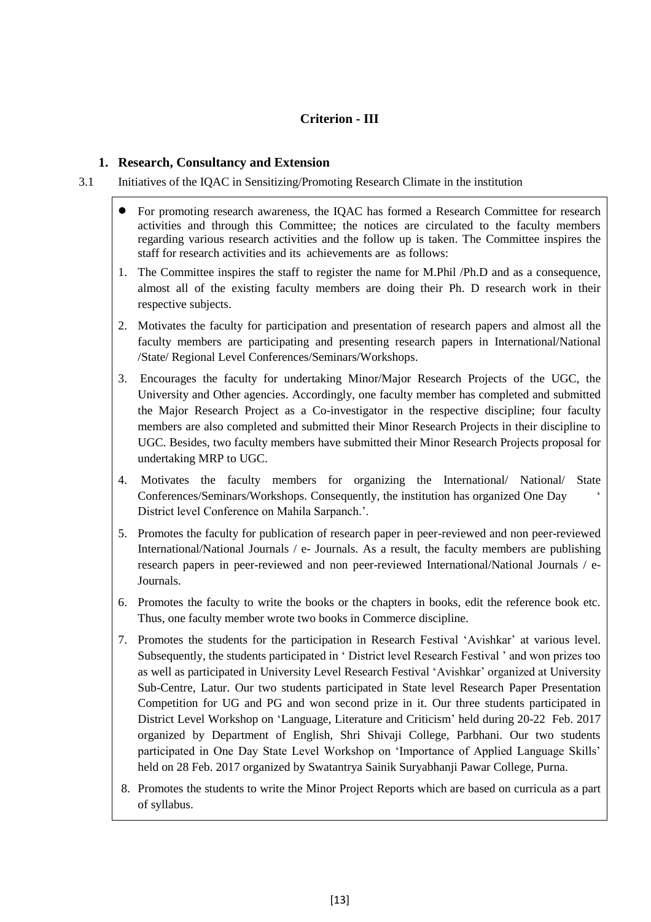## Criterion - III

### 1. Research, Consultancy and Extension

3.1 Initiatives of the IQAC in Sensitizing/Promoting Research Climate in the institution

- For promoting research awareness, the IQAC has formed a Research Committee for research activities and through this Committee; the notices are circulated to the faculty members regarding various research activities and the follow up is taken. The Committee inspires the staff for research activities and its achievements are as follows:

1. The Committee inspires the staff to register the name for M.Phil /Ph.D and as a consequence, almost all of the existing faculty members are doing their Ph. D research work in their respective subjects.
2. Motivates the faculty for participation and presentation of research papers and almost all the faculty members are participating and presenting research papers in International/National /State/ Regional Level Conferences/Seminars/Workshops.
3. Encourages the faculty for undertaking Minor/Major Research Projects of the UGC, the University and Other agencies. Accordingly, one faculty member has completed and submitted the Major Research Project as a Co-investigator in the respective discipline; four faculty members are also completed and submitted their Minor Research Projects in their discipline to UGC. Besides, two faculty members have submitted their Minor Research Projects proposal for undertaking MRP to UGC.
4. Motivates the faculty members for organizing the International/ National/ State Conferences/Seminars/Workshops. Consequently, the institution has organized One Day ‘ District level Conference on Mahila Sarpanch.’.
5. Promotes the faculty for publication of research paper in peer-reviewed and non peer-reviewed International/National Journals / e- Journals. As a result, the faculty members are publishing research papers in peer-reviewed and non peer-reviewed International/National Journals / e-Journals.
6. Promotes the faculty to write the books or the chapters in books, edit the reference book etc. Thus, one faculty member wrote two books in Commerce discipline.
7. Promotes the students for the participation in Research Festival ‘Avishkar’ at various level. Subsequently, the students participated in ‘ District level Research Festival ’ and won prizes too as well as participated in University Level Research Festival ‘Avishkar’ organized at University Sub-Centre, Latur. Our two students participated in State level Research Paper Presentation Competition for UG and PG and won second prize in it. Our three students participated in District Level Workshop on ‘Language, Literature and Criticism’ held during 20-22 Feb. 2017 organized by Department of English, Shri Shivaji College, Parbhani. Our two students participated in One Day State Level Workshop on ‘Importance of Applied Language Skills’ held on 28 Feb. 2017 organized by Swatantrya Sainik Suryabhanji Pawar College, Purna.
8. Promotes the students to write the Minor Project Reports which are based on curricula as a part of syllabus.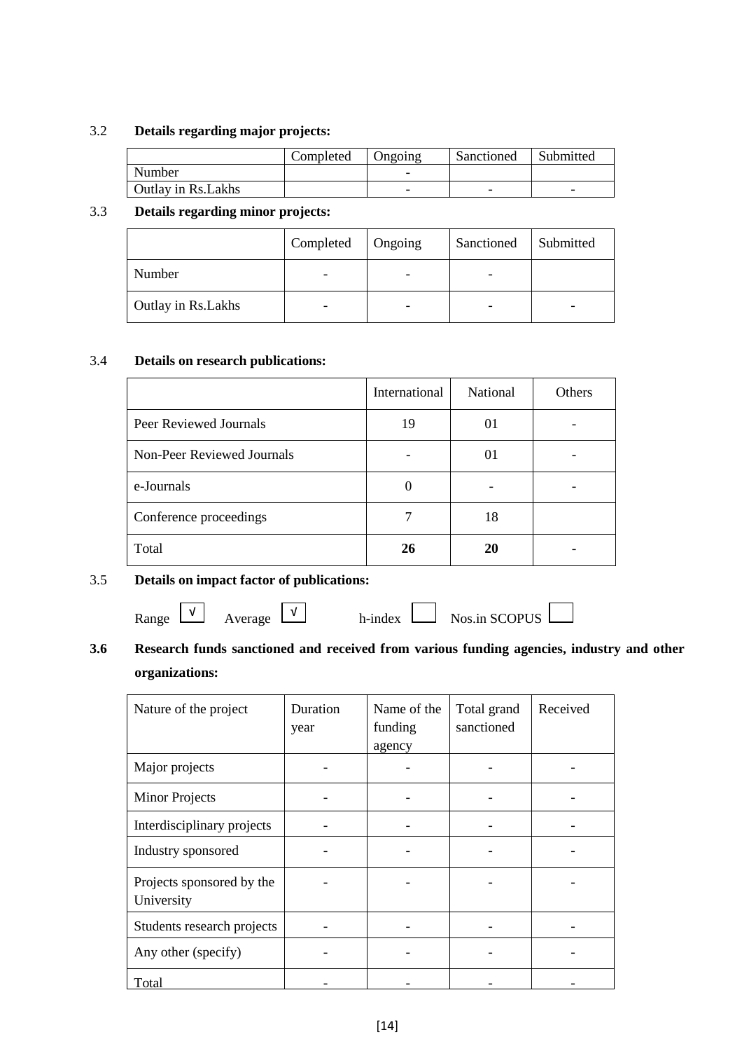3.2 **Details regarding major projects:**

| | Completed | Ongoing | Sanctioned | Submitted |
|---|---|---|---|---|
| Number | | - | | |
| Outlay in Rs.Lakhs | | - | - | - |

3.3 **Details regarding minor projects:**

| | Completed | Ongoing | Sanctioned | Submitted |
|---|---|---|---|---|
| Number | - | - | - | |
| Outlay in Rs.Lakhs | - | - | - | - |

3.4 **Details on research publications:**

| | International | National | Others |
|---|---|---|---|
| Peer Reviewed Journals | 19 | 01 | - |
| Non-Peer Reviewed Journals | - | 01 | - |
| e-Journals | 0 | - | - |
| Conference proceedings | 7 | 18 | |
| Total | **26** | **20** | - |

3.5 **Details on impact factor of publications:**

Range √ Average √ h-index Nos.in SCOPUS

**3.6 Research funds sanctioned and received from various funding agencies, industry and other organizations:**

| Nature of the project | Duration year | Name of the funding agency | Total grand sanctioned | Received |
|---|---|---|---|---|
| Major projects | - | - | - | - |
| Minor Projects | - | - | - | - |
| Interdisciplinary projects | - | - | - | - |
| Industry sponsored | - | - | - | - |
| Projects sponsored by the University | - | - | - | - |
| Students research projects | - | - | - | - |
| Any other (specify) | - | - | - | - |
| Total | - | - | - | - |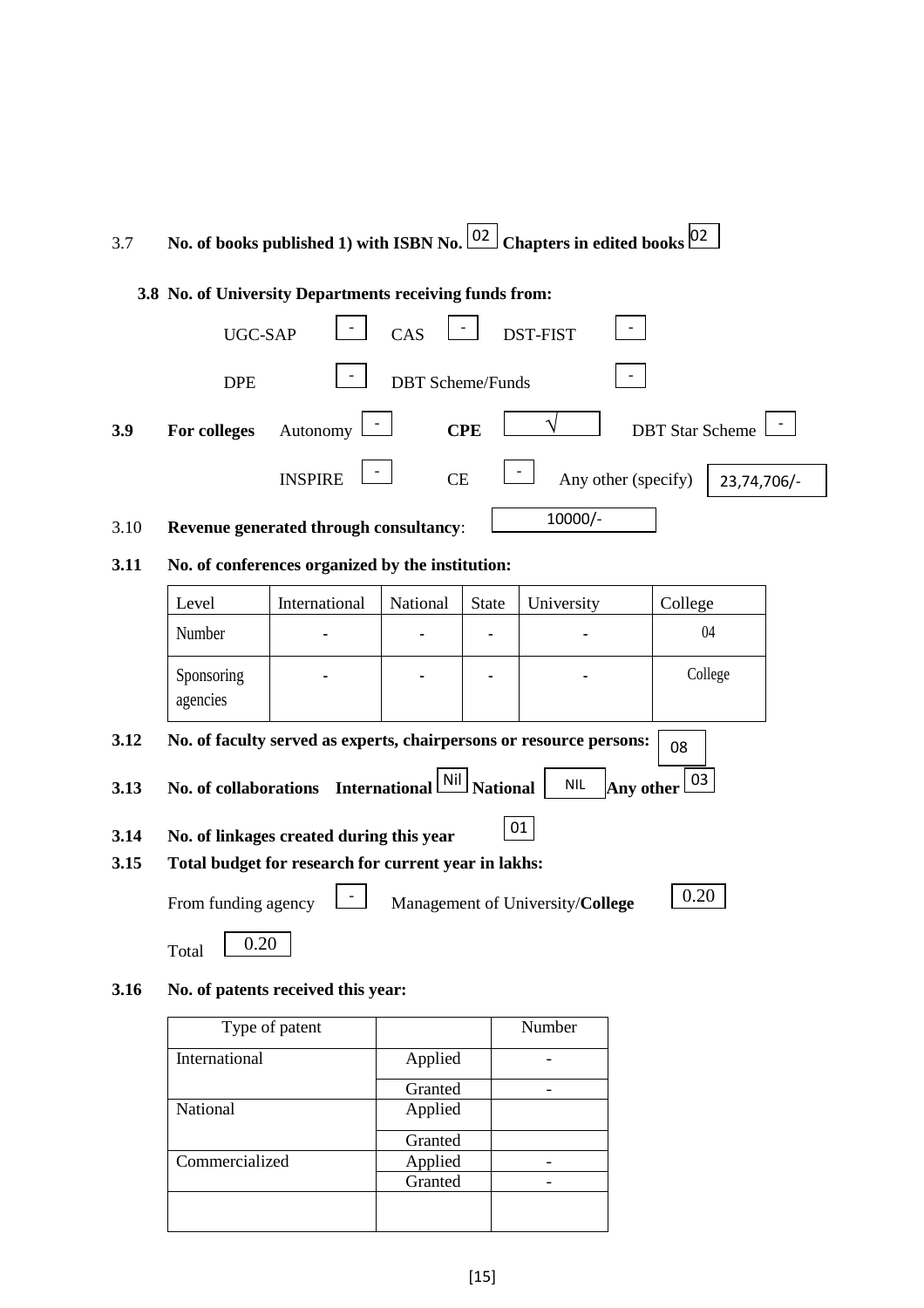3.7 **No. of books published 1) with ISBN No.** 02 **Chapters in edited books** 02

**3.8 No. of University Departments receiving funds from:**

UGC-SAP - CAS - DST-FIST -

DPE - DBT Scheme/Funds -

**3.9 For colleges** Autonomy - **CPE** √ DBT Star Scheme -

INSPIRE - CE - Any other (specify) 23,74,706/-

3.10 **Revenue generated through consultancy**: 10000/-

**3.11 No. of conferences organized by the institution:**

| Level | International | National | State | University | College |
|---|---|---|---|---|---|
| Number | - | - | - | - | 04 |
| Sponsoring agencies | - | - | - | - | College |

**3.12 No. of faculty served as experts, chairpersons or resource persons:** 08

**3.13 No. of collaborations International** Nil **National** NIL **Any other** 03

**3.14 No. of linkages created during this year** 01

**3.15 Total budget for research for current year in lakhs:**

From funding agency - Management of University/**College** 0.20

Total 0.20

**3.16 No. of patents received this year:**

| Type of patent | | Number |
|---|---|---|
| International | Applied | - |
| | Granted | - |
| National | Applied | |
| | Granted | |
| Commercialized | Applied | - |
| | Granted | - |
| | | |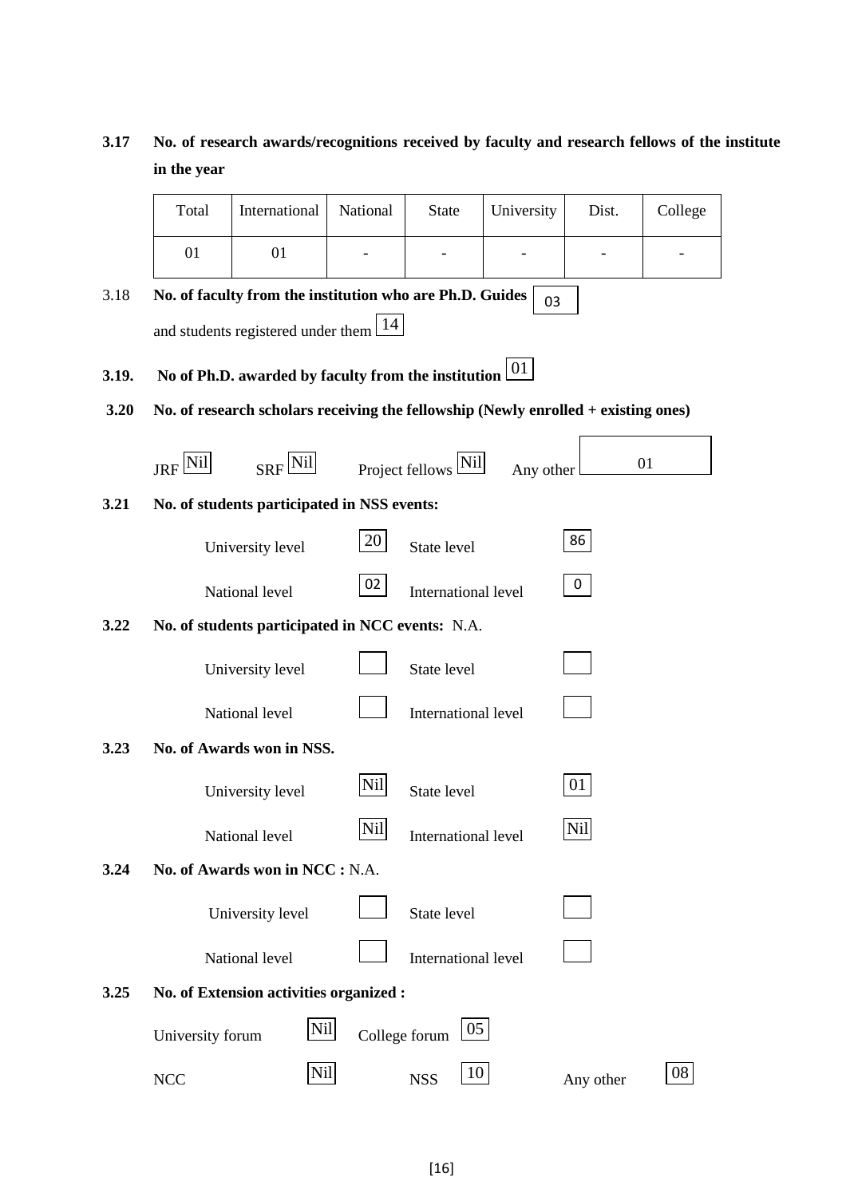**3.17 No. of research awards/recognitions received by faculty and research fellows of the institute in the year**

| Total | International | National | State | University | Dist. | College |
|---|---|---|---|---|---|---|
| 01 | 01 | - | - | - | - | - |

3.18 **No. of faculty from the institution who are Ph.D. Guides** 03

and students registered under them 14

**3.19. No of Ph.D. awarded by faculty from the institution** 01

**3.20 No. of research scholars receiving the fellowship (Newly enrolled + existing ones)**

JRF Nil SRF Nil Project fellows Nil Any other 01

**3.21 No. of students participated in NSS events:**

University level 20 State level 86

National level 02 International level 0

**3.22 No. of students participated in NCC events:** N.A.

University level State level

National level International level

**3.23 No. of Awards won in NSS.**

University level Nil State level 01

National level Nil International level Nil

**3.24 No. of Awards won in NCC :** N.A.

University level State level

National level International level

**3.25 No. of Extension activities organized :**

University forum Nil College forum 05

NCC Nil NSS 10 Any other 08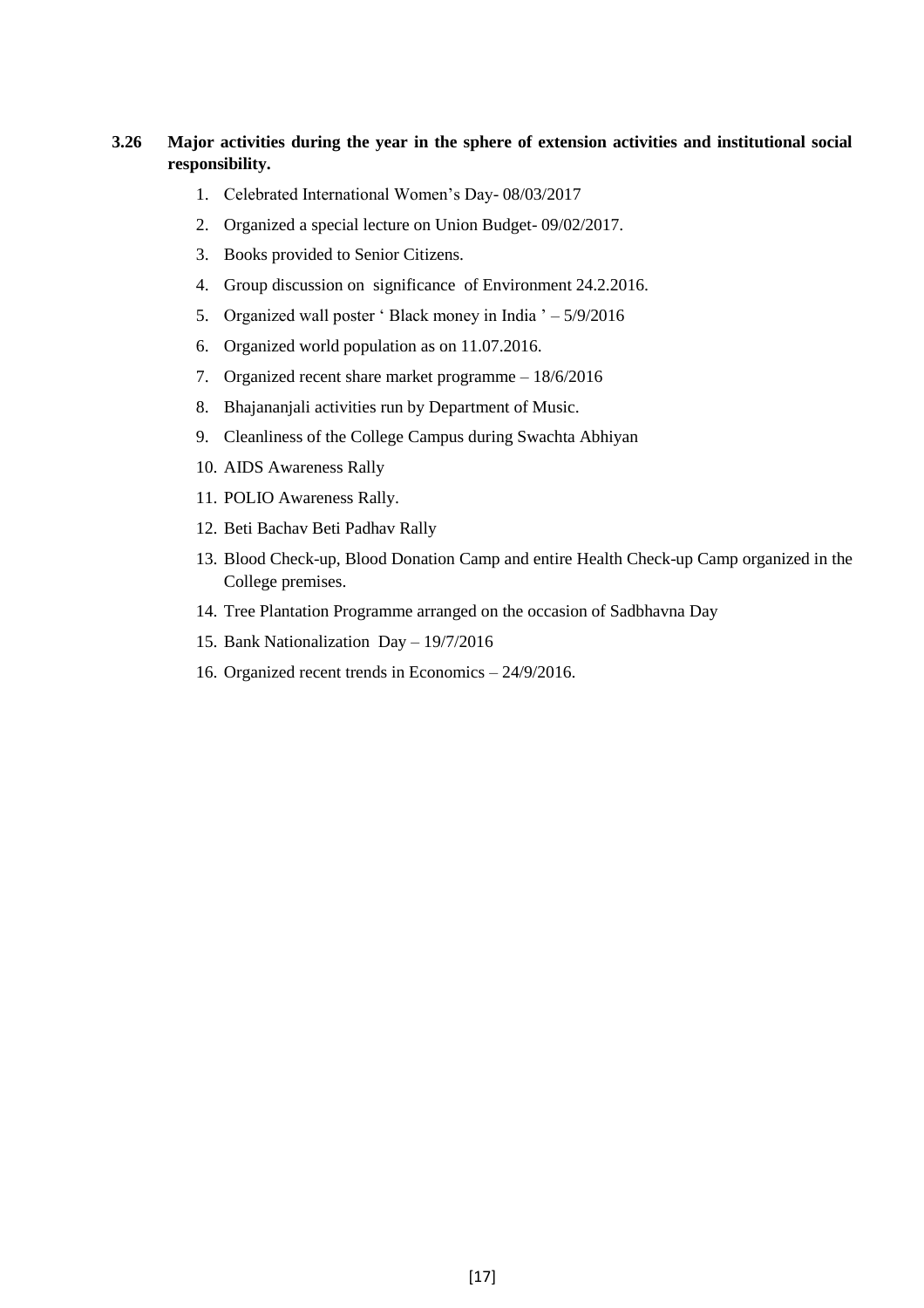**3.26 Major activities during the year in the sphere of extension activities and institutional social responsibility.**

1. Celebrated International Women's Day- 08/03/2017
2. Organized a special lecture on Union Budget- 09/02/2017.
3. Books provided to Senior Citizens.
4. Group discussion on significance of Environment 24.2.2016.
5. Organized wall poster ' Black money in India ' – 5/9/2016
6. Organized world population as on 11.07.2016.
7. Organized recent share market programme – 18/6/2016
8. Bhajananjali activities run by Department of Music.
9. Cleanliness of the College Campus during Swachta Abhiyan
10. AIDS Awareness Rally
11. POLIO Awareness Rally.
12. Beti Bachav Beti Padhav Rally
13. Blood Check-up, Blood Donation Camp and entire Health Check-up Camp organized in the College premises.
14. Tree Plantation Programme arranged on the occasion of Sadbhavna Day
15. Bank Nationalization Day – 19/7/2016
16. Organized recent trends in Economics – 24/9/2016.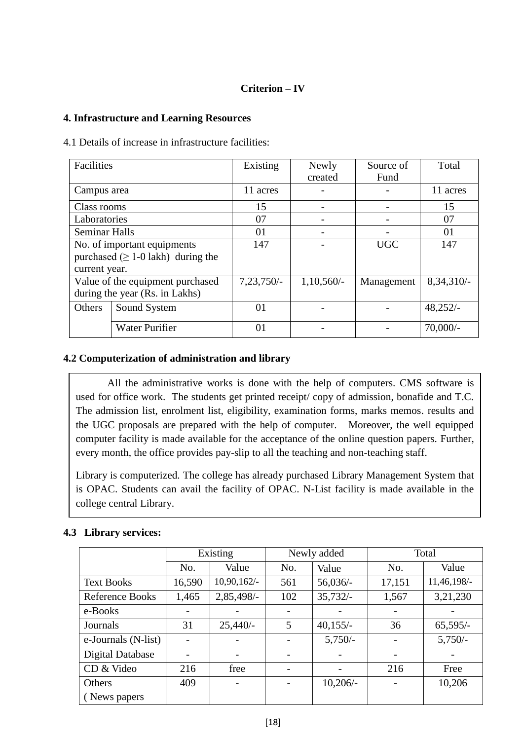**Criterion – IV**

## 4. Infrastructure and Learning Resources

4.1 Details of increase in infrastructure facilities:

| Facilities | | Existing | Newly created | Source of Fund | Total |
|---|---|---|---|---|---|
| Campus area | | 11 acres | - | - | 11 acres |
| Class rooms | | 15 | - | - | 15 |
| Laboratories | | 07 | - | - | 07 |
| Seminar Halls | | 01 | - | - | 01 |
| No. of important equipments purchased (≥ 1-0 lakh) during the current year. | | 147 | - | UGC | 147 |
| Value of the equipment purchased during the year (Rs. in Lakhs) | | 7,23,750/- | 1,10,560/- | Management | 8,34,310/- |
| Others | Sound System | 01 | - | - | 48,252/- |
| | Water Purifier | 01 | - | - | 70,000/- |

### 4.2 Computerization of administration and library

All the administrative works is done with the help of computers. CMS software is used for office work. The students get printed receipt/ copy of admission, bonafide and T.C. The admission list, enrolment list, eligibility, examination forms, marks memos. results and the UGC proposals are prepared with the help of computer. Moreover, the well equipped computer facility is made available for the acceptance of the online question papers. Further, every month, the office provides pay-slip to all the teaching and non-teaching staff.

Library is computerized. The college has already purchased Library Management System that is OPAC. Students can avail the facility of OPAC. N-List facility is made available in the college central Library.

### 4.3 Library services:

| | Existing | | Newly added | | Total | |
|---|---|---|---|---|---|---|
| | No. | Value | No. | Value | No. | Value |
| Text Books | 16,590 | 10,90,162/- | 561 | 56,036/- | 17,151 | 11,46,198/- |
| Reference Books | 1,465 | 2,85,498/- | 102 | 35,732/- | 1,567 | 3,21,230 |
| e-Books | - | - | - | - | - | - |
| Journals | 31 | 25,440/- | 5 | 40,155/- | 36 | 65,595/- |
| e-Journals (N-list) | - | - | - | 5,750/- | - | 5,750/- |
| Digital Database | - | - | - | - | - | - |
| CD & Video | 216 | free | - | - | 216 | Free |
| Others ( News papers | 409 | - | - | 10,206/- | - | 10,206 |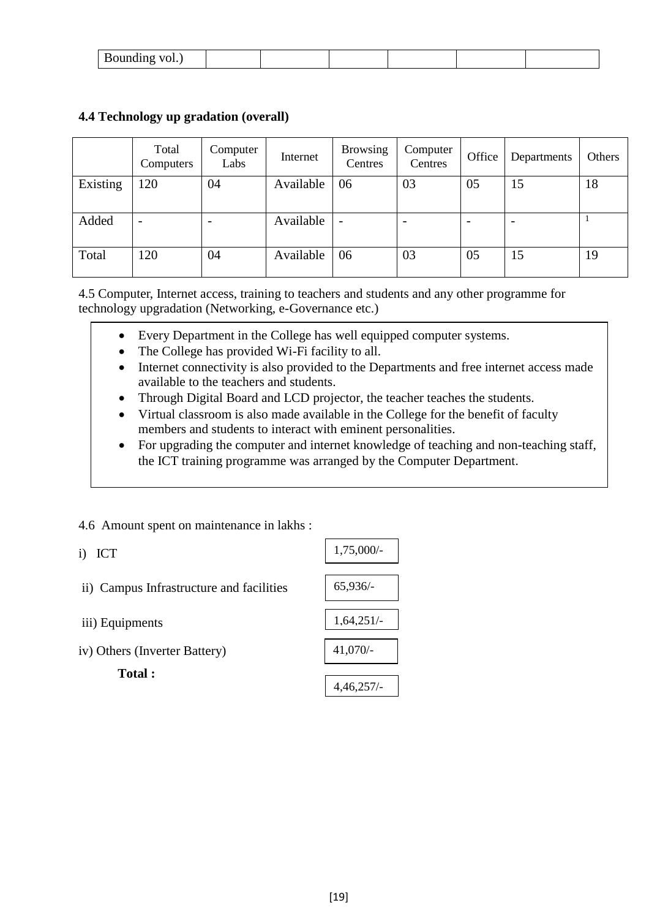| Bounding vol.) | | | | | | |
|---|---|---|---|---|---|---|

**4.4 Technology up gradation (overall)**

| | Total Computers | Computer Labs | Internet | Browsing Centres | Computer Centres | Office | Departments | Others |
|---|---|---|---|---|---|---|---|---|
| Existing | 120 | 04 | Available | 06 | 03 | 05 | 15 | 18 |
| Added | - | - | Available | - | - | - | - | 1 |
| Total | 120 | 04 | Available | 06 | 03 | 05 | 15 | 19 |

4.5 Computer, Internet access, training to teachers and students and any other programme for technology upgradation (Networking, e-Governance etc.)

- Every Department in the College has well equipped computer systems.
- The College has provided Wi-Fi facility to all.
- Internet connectivity is also provided to the Departments and free internet access made available to the teachers and students.
- Through Digital Board and LCD projector, the teacher teaches the students.
- Virtual classroom is also made available in the College for the benefit of faculty members and students to interact with eminent personalities.
- For upgrading the computer and internet knowledge of teaching and non-teaching staff, the ICT training programme was arranged by the Computer Department.

4.6 Amount spent on maintenance in lakhs :

i) ICT — 1,75,000/-

ii) Campus Infrastructure and facilities — 65,936/-

iii) Equipments — 1,64,251/-

iv) Others (Inverter Battery) — 41,070/-

**Total :** 4,46,257/-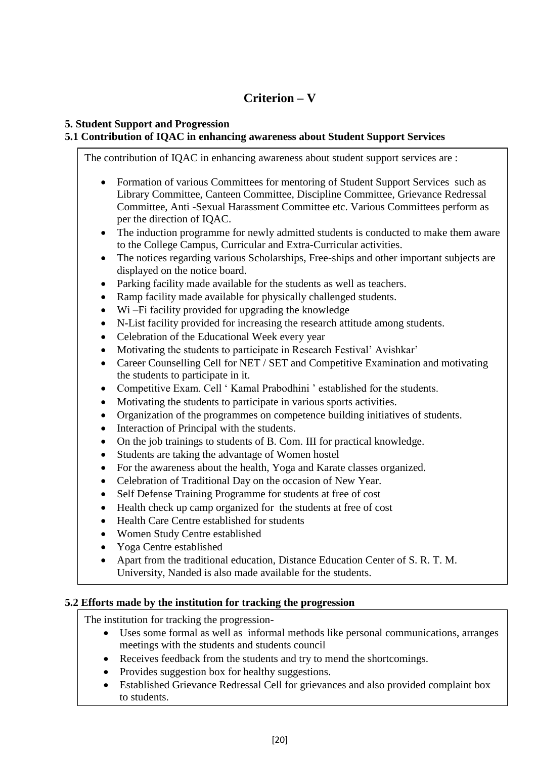# Criterion – V

**5. Student Support and Progression**

**5.1 Contribution of IQAC in enhancing awareness about Student Support Services**

The contribution of IQAC in enhancing awareness about student support services are :

- Formation of various Committees for mentoring of Student Support Services such as Library Committee, Canteen Committee, Discipline Committee, Grievance Redressal Committee, Anti -Sexual Harassment Committee etc. Various Committees perform as per the direction of IQAC.
- The induction programme for newly admitted students is conducted to make them aware to the College Campus, Curricular and Extra-Curricular activities.
- The notices regarding various Scholarships, Free-ships and other important subjects are displayed on the notice board.
- Parking facility made available for the students as well as teachers.
- Ramp facility made available for physically challenged students.
- Wi –Fi facility provided for upgrading the knowledge
- N-List facility provided for increasing the research attitude among students.
- Celebration of the Educational Week every year
- Motivating the students to participate in Research Festival' Avishkar'
- Career Counselling Cell for NET / SET and Competitive Examination and motivating the students to participate in it.
- Competitive Exam. Cell ' Kamal Prabodhini ' established for the students.
- Motivating the students to participate in various sports activities.
- Organization of the programmes on competence building initiatives of students.
- Interaction of Principal with the students.
- On the job trainings to students of B. Com. III for practical knowledge.
- Students are taking the advantage of Women hostel
- For the awareness about the health, Yoga and Karate classes organized.
- Celebration of Traditional Day on the occasion of New Year.
- Self Defense Training Programme for students at free of cost
- Health check up camp organized for the students at free of cost
- Health Care Centre established for students
- Women Study Centre established
- Yoga Centre established
- Apart from the traditional education, Distance Education Center of S. R. T. M. University, Nanded is also made available for the students.

**5.2 Efforts made by the institution for tracking the progression**

The institution for tracking the progression-

- Uses some formal as well as informal methods like personal communications, arranges meetings with the students and students council
- Receives feedback from the students and try to mend the shortcomings.
- Provides suggestion box for healthy suggestions.
- Established Grievance Redressal Cell for grievances and also provided complaint box to students.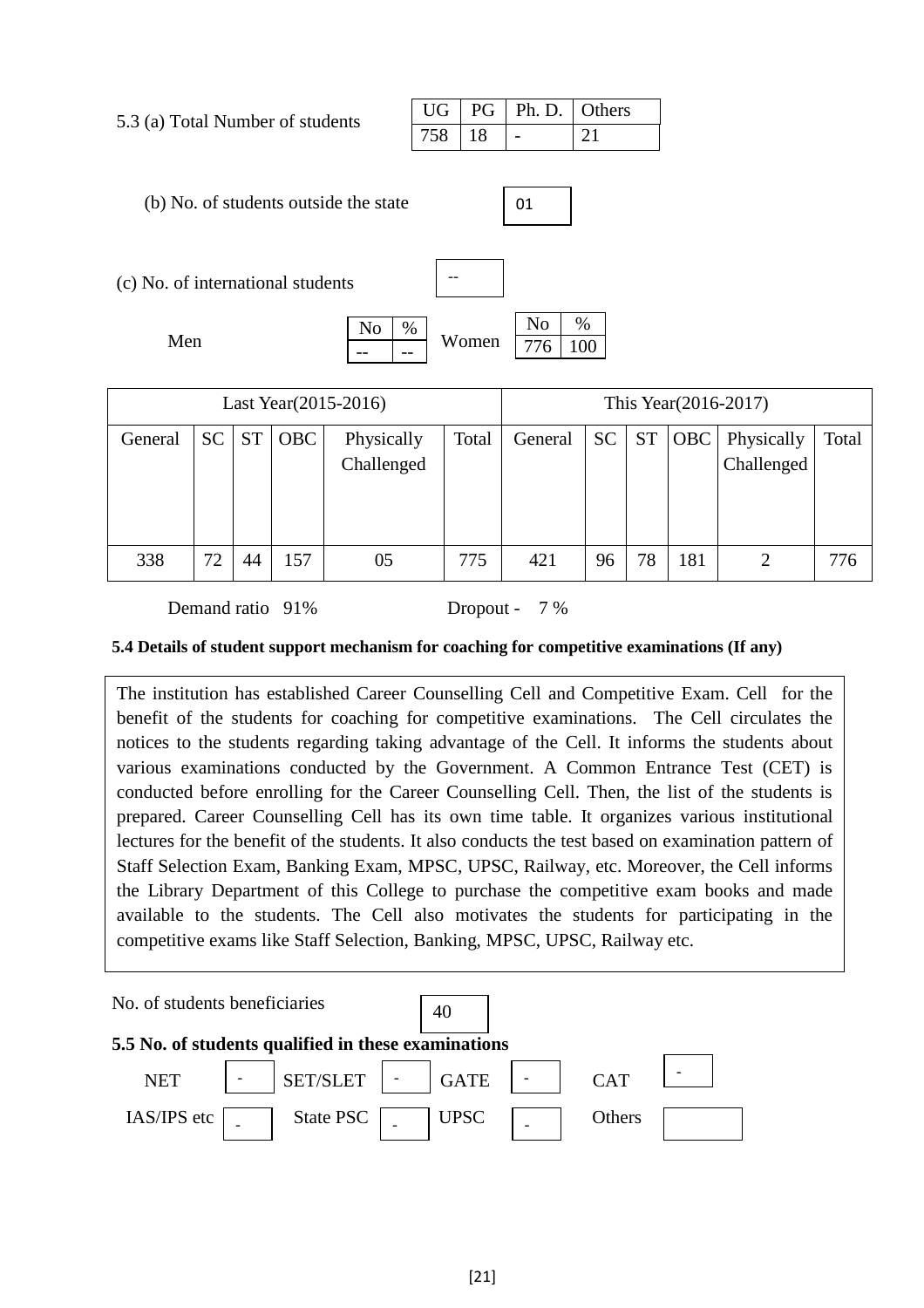5.3 (a) Total Number of students

| UG | PG | Ph. D. | Others |
|---|---|---|---|
| 758 | 18 | - | 21 |

(b) No. of students outside the state: 01

(c) No. of international students: --

Men

| No | % |
|---|---|
| -- | -- |

Women

| No | % |
|---|---|
| 776 | 100 |

| Last Year(2015-2016) | | | | | | This Year(2016-2017) | | | | | |
|---|---|---|---|---|---|---|---|---|---|---|---|
| General | SC | ST | OBC | Physically Challenged | Total | General | SC | ST | OBC | Physically Challenged | Total |
| 338 | 72 | 44 | 157 | 05 | 775 | 421 | 96 | 78 | 181 | 2 | 776 |

Demand ratio 91% Dropout - 7 %

**5.4 Details of student support mechanism for coaching for competitive examinations (If any)**

The institution has established Career Counselling Cell and Competitive Exam. Cell for the benefit of the students for coaching for competitive examinations. The Cell circulates the notices to the students regarding taking advantage of the Cell. It informs the students about various examinations conducted by the Government. A Common Entrance Test (CET) is conducted before enrolling for the Career Counselling Cell. Then, the list of the students is prepared. Career Counselling Cell has its own time table. It organizes various institutional lectures for the benefit of the students. It also conducts the test based on examination pattern of Staff Selection Exam, Banking Exam, MPSC, UPSC, Railway, etc. Moreover, the Cell informs the Library Department of this College to purchase the competitive exam books and made available to the students. The Cell also motivates the students for participating in the competitive exams like Staff Selection, Banking, MPSC, UPSC, Railway etc.

No. of students beneficiaries: 40

**5.5 No. of students qualified in these examinations**

| NET | - | SET/SLET | - | GATE | - | CAT | - |
|---|---|---|---|---|---|---|---|
| IAS/IPS etc | - | State PSC | - | UPSC | - | Others | |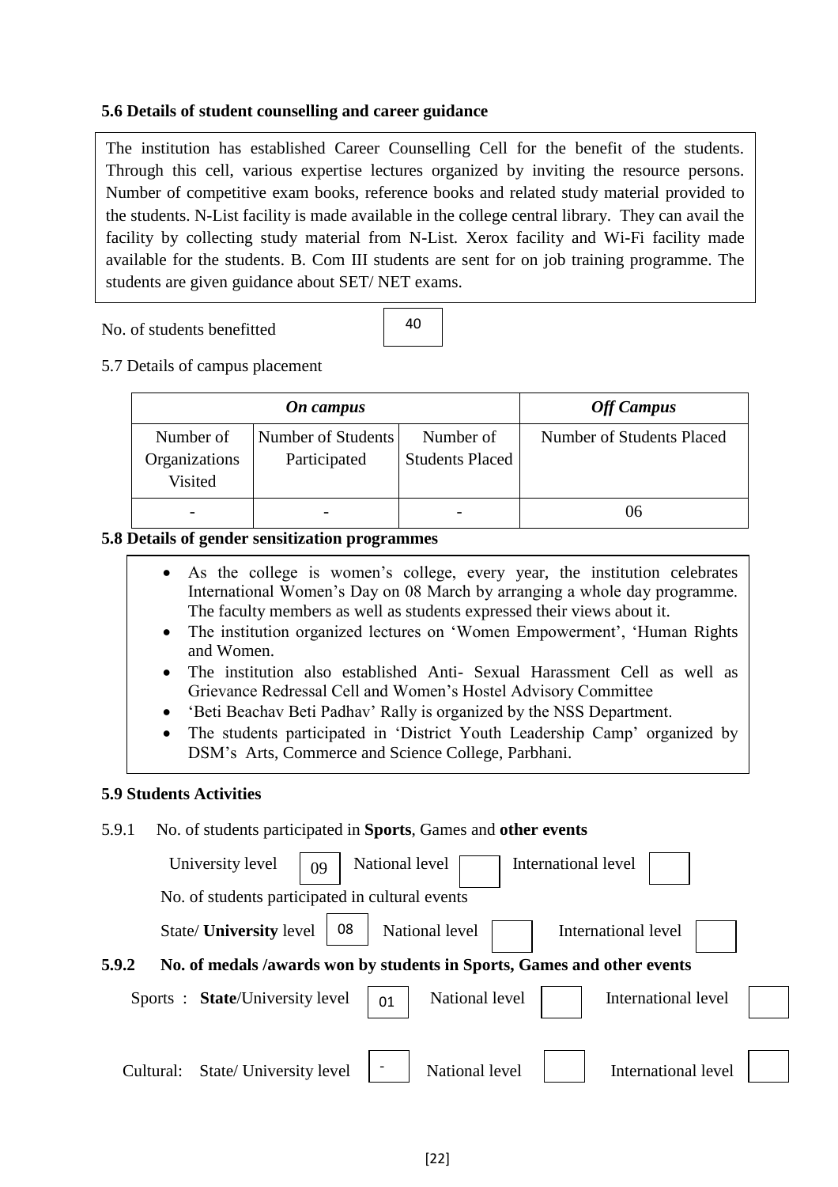**5.6 Details of student counselling and career guidance**

The institution has established Career Counselling Cell for the benefit of the students. Through this cell, various expertise lectures organized by inviting the resource persons. Number of competitive exam books, reference books and related study material provided to the students. N-List facility is made available in the college central library. They can avail the facility by collecting study material from N-List. Xerox facility and Wi-Fi facility made available for the students. B. Com III students are sent for on job training programme. The students are given guidance about SET/ NET exams.

No. of students benefitted: 40

5.7 Details of campus placement

| *On campus* | | | *Off Campus* |
|---|---|---|---|
| Number of Organizations Visited | Number of Students Participated | Number of Students Placed | Number of Students Placed |
| - | - | - | 06 |

**5.8 Details of gender sensitization programmes**

- As the college is women's college, every year, the institution celebrates International Women's Day on 08 March by arranging a whole day programme. The faculty members as well as students expressed their views about it.
- The institution organized lectures on 'Women Empowerment', 'Human Rights and Women.
- The institution also established Anti- Sexual Harassment Cell as well as Grievance Redressal Cell and Women's Hostel Advisory Committee
- 'Beti Beachav Beti Padhav' Rally is organized by the NSS Department.
- The students participated in 'District Youth Leadership Camp' organized by DSM's Arts, Commerce and Science College, Parbhani.

**5.9 Students Activities**

5.9.1 No. of students participated in **Sports**, Games and **other events**

University level: 09 National level: International level:

No. of students participated in cultural events

State/ **University** level: 08 National level: International level:

**5.9.2 No. of medals /awards won by students in Sports, Games and other events**

Sports : **State**/University level: 01 National level: International level:

Cultural: State/ University level: - National level: International level: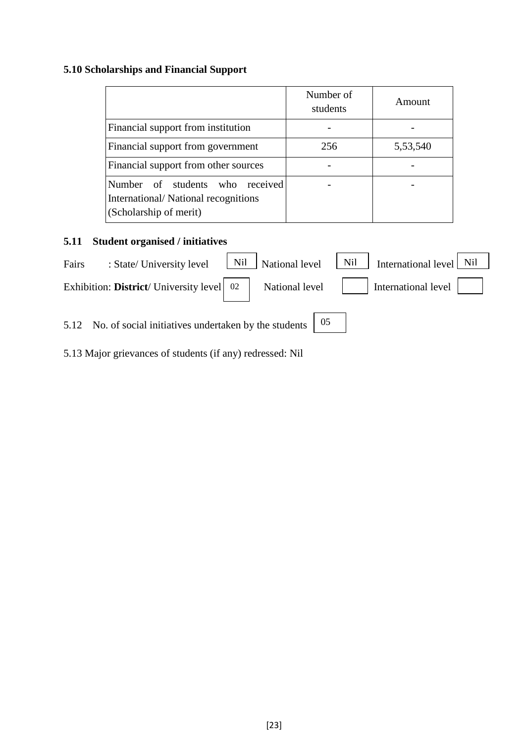**5.10 Scholarships and Financial Support**

| | Number of students | Amount |
|---|---|---|
| Financial support from institution | - | - |
| Financial support from government | 256 | 5,53,540 |
| Financial support from other sources | - | - |
| Number of students who received International/ National recognitions (Scholarship of merit) | - | - |

**5.11 Student organised / initiatives**

Fairs : State/ University level Nil National level Nil International level Nil

Exhibition: **District**/ University level 02 National level International level

5.12 No. of social initiatives undertaken by the students 05

5.13 Major grievances of students (if any) redressed: Nil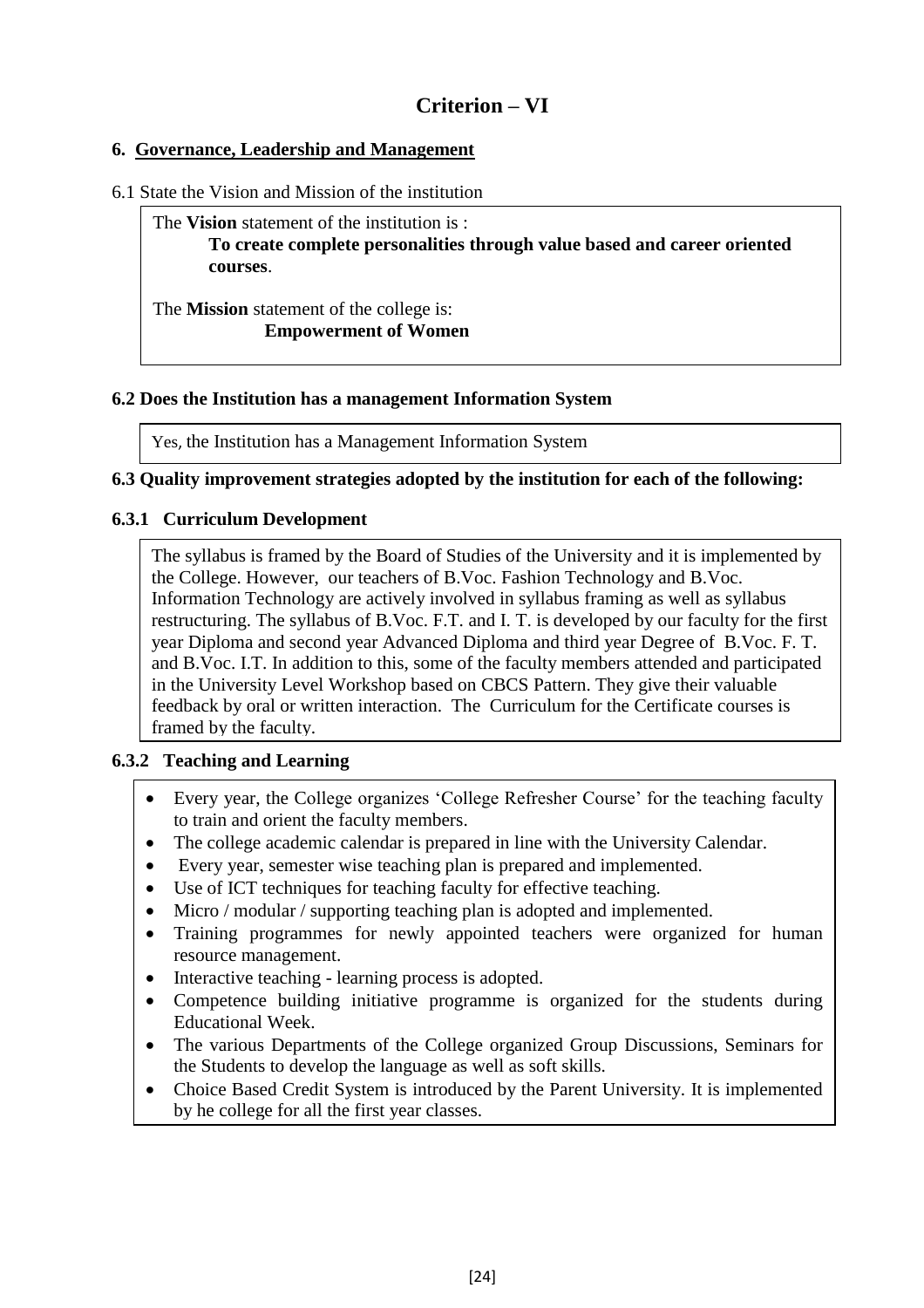# Criterion – VI

## 6. Governance, Leadership and Management

6.1 State the Vision and Mission of the institution

The **Vision** statement of the institution is :
**To create complete personalities through value based and career oriented courses**.

The **Mission** statement of the college is:
**Empowerment of Women**

### 6.2 Does the Institution has a management Information System

Yes, the Institution has a Management Information System

### 6.3 Quality improvement strategies adopted by the institution for each of the following:

### 6.3.1 Curriculum Development

The syllabus is framed by the Board of Studies of the University and it is implemented by the College. However, our teachers of B.Voc. Fashion Technology and B.Voc. Information Technology are actively involved in syllabus framing as well as syllabus restructuring. The syllabus of B.Voc. F.T. and I. T. is developed by our faculty for the first year Diploma and second year Advanced Diploma and third year Degree of B.Voc. F. T. and B.Voc. I.T. In addition to this, some of the faculty members attended and participated in the University Level Workshop based on CBCS Pattern. They give their valuable feedback by oral or written interaction. The Curriculum for the Certificate courses is framed by the faculty.

### 6.3.2 Teaching and Learning

- Every year, the College organizes 'College Refresher Course' for the teaching faculty to train and orient the faculty members.
- The college academic calendar is prepared in line with the University Calendar.
- Every year, semester wise teaching plan is prepared and implemented.
- Use of ICT techniques for teaching faculty for effective teaching.
- Micro / modular / supporting teaching plan is adopted and implemented.
- Training programmes for newly appointed teachers were organized for human resource management.
- Interactive teaching - learning process is adopted.
- Competence building initiative programme is organized for the students during Educational Week.
- The various Departments of the College organized Group Discussions, Seminars for the Students to develop the language as well as soft skills.
- Choice Based Credit System is introduced by the Parent University. It is implemented by he college for all the first year classes.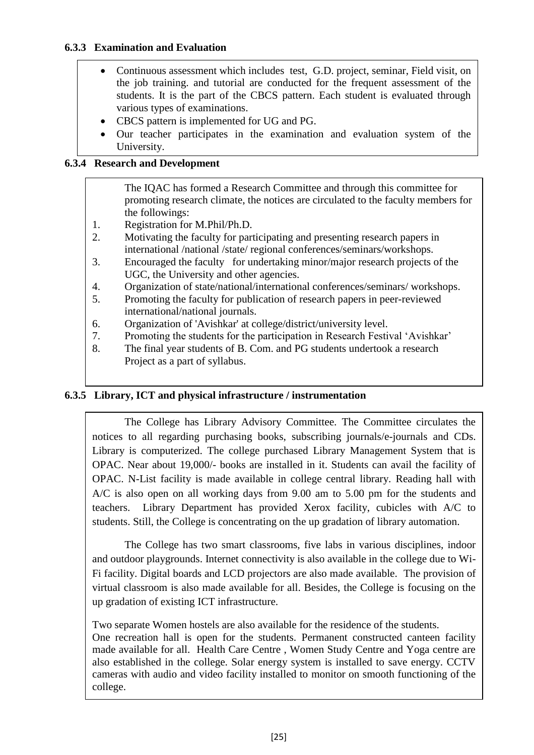#### 6.3.3 Examination and Evaluation

- Continuous assessment which includes test, G.D. project, seminar, Field visit, on the job training. and tutorial are conducted for the frequent assessment of the students. It is the part of the CBCS pattern. Each student is evaluated through various types of examinations.
- CBCS pattern is implemented for UG and PG.
- Our teacher participates in the examination and evaluation system of the University.

#### 6.3.4 Research and Development

The IQAC has formed a Research Committee and through this committee for promoting research climate, the notices are circulated to the faculty members for the followings:

1. Registration for M.Phil/Ph.D.
2. Motivating the faculty for participating and presenting research papers in international /national /state/ regional conferences/seminars/workshops.
3. Encouraged the faculty for undertaking minor/major research projects of the UGC, the University and other agencies.
4. Organization of state/national/international conferences/seminars/ workshops.
5. Promoting the faculty for publication of research papers in peer-reviewed international/national journals.
6. Organization of 'Avishkar' at college/district/university level.
7. Promoting the students for the participation in Research Festival 'Avishkar'
8. The final year students of B. Com. and PG students undertook a research Project as a part of syllabus.

#### 6.3.5 Library, ICT and physical infrastructure / instrumentation

The College has Library Advisory Committee. The Committee circulates the notices to all regarding purchasing books, subscribing journals/e-journals and CDs. Library is computerized. The college purchased Library Management System that is OPAC. Near about 19,000/- books are installed in it. Students can avail the facility of OPAC. N-List facility is made available in college central library. Reading hall with A/C is also open on all working days from 9.00 am to 5.00 pm for the students and teachers. Library Department has provided Xerox facility, cubicles with A/C to students. Still, the College is concentrating on the up gradation of library automation.

The College has two smart classrooms, five labs in various disciplines, indoor and outdoor playgrounds. Internet connectivity is also available in the college due to Wi-Fi facility. Digital boards and LCD projectors are also made available. The provision of virtual classroom is also made available for all. Besides, the College is focusing on the up gradation of existing ICT infrastructure.

Two separate Women hostels are also available for the residence of the students.
One recreation hall is open for the students. Permanent constructed canteen facility made available for all. Health Care Centre , Women Study Centre and Yoga centre are also established in the college. Solar energy system is installed to save energy. CCTV cameras with audio and video facility installed to monitor on smooth functioning of the college.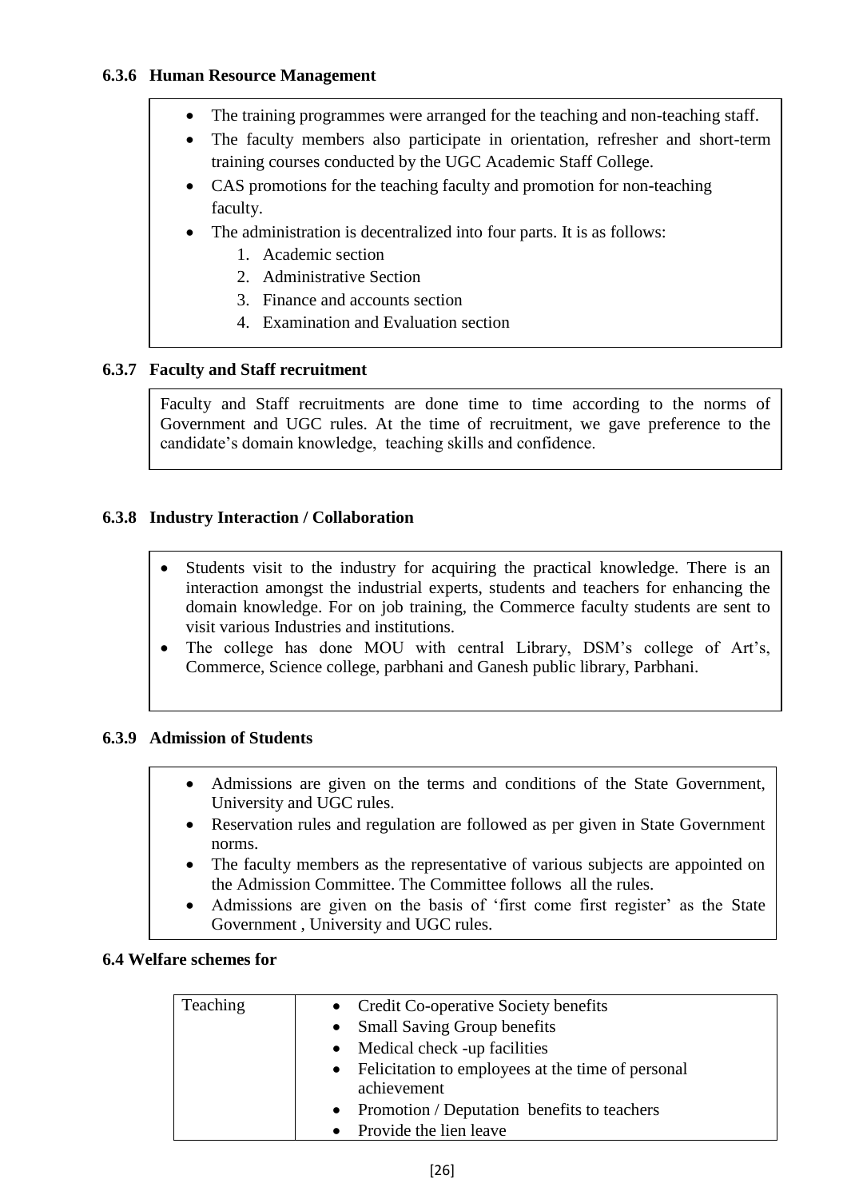### 6.3.6 Human Resource Management

- The training programmes were arranged for the teaching and non-teaching staff.
- The faculty members also participate in orientation, refresher and short-term training courses conducted by the UGC Academic Staff College.
- CAS promotions for the teaching faculty and promotion for non-teaching faculty.
- The administration is decentralized into four parts. It is as follows:
    1. Academic section
    2. Administrative Section
    3. Finance and accounts section
    4. Examination and Evaluation section

### 6.3.7 Faculty and Staff recruitment

Faculty and Staff recruitments are done time to time according to the norms of Government and UGC rules. At the time of recruitment, we gave preference to the candidate's domain knowledge, teaching skills and confidence.

### 6.3.8 Industry Interaction / Collaboration

- Students visit to the industry for acquiring the practical knowledge. There is an interaction amongst the industrial experts, students and teachers for enhancing the domain knowledge. For on job training, the Commerce faculty students are sent to visit various Industries and institutions.
- The college has done MOU with central Library, DSM's college of Art's, Commerce, Science college, parbhani and Ganesh public library, Parbhani.

### 6.3.9 Admission of Students

- Admissions are given on the terms and conditions of the State Government, University and UGC rules.
- Reservation rules and regulation are followed as per given in State Government norms.
- The faculty members as the representative of various subjects are appointed on the Admission Committee. The Committee follows all the rules.
- Admissions are given on the basis of 'first come first register' as the State Government , University and UGC rules.

### 6.4 Welfare schemes for

| Teaching | • Credit Co-operative Society benefits<br>• Small Saving Group benefits<br>• Medical check -up facilities<br>• Felicitation to employees at the time of personal achievement<br>• Promotion / Deputation benefits to teachers<br>• Provide the lien leave |
|---|---|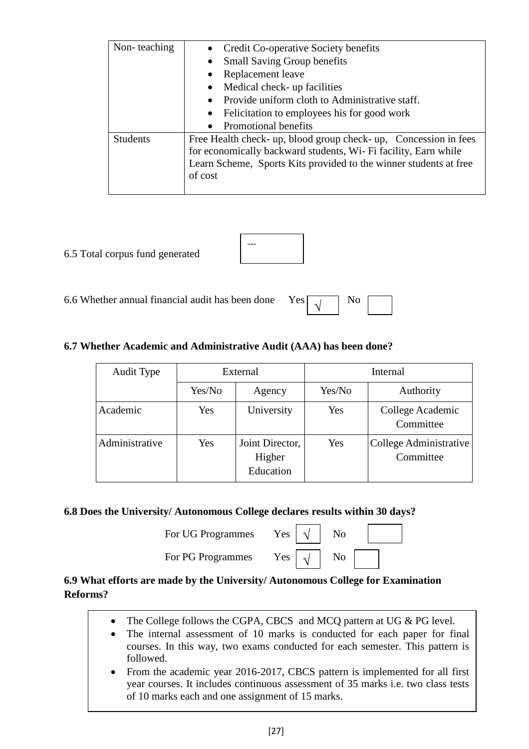| Non- teaching | • Credit Co-operative Society benefits<br>• Small Saving Group benefits<br>• Replacement leave<br>• Medical check- up facilities<br>• Provide uniform cloth to Administrative staff.<br>• Felicitation to employees his for good work<br>• Promotional benefits |
|---|---|
| Students | Free Health check- up, blood group check- up, Concession in fees for economically backward students, Wi- Fi facility, Earn while Learn Scheme, Sports Kits provided to the winner students at free of cost |

6.5 Total corpus fund generated ---

6.6 Whether annual financial audit has been done Yes √ No

**6.7 Whether Academic and Administrative Audit (AAA) has been done?**

| Audit Type | External | | Internal | |
|---|---|---|---|---|
| | Yes/No | Agency | Yes/No | Authority |
| Academic | Yes | University | Yes | College Academic Committee |
| Administrative | Yes | Joint Director, Higher Education | Yes | College Administrative Committee |

**6.8 Does the University/ Autonomous College declares results within 30 days?**

For UG Programmes Yes √ No

For PG Programmes Yes √ No

**6.9 What efforts are made by the University/ Autonomous College for Examination Reforms?**

- The College follows the CGPA, CBCS and MCQ pattern at UG & PG level.
- The internal assessment of 10 marks is conducted for each paper for final courses. In this way, two exams conducted for each semester. This pattern is followed.
- From the academic year 2016-2017, CBCS pattern is implemented for all first year courses. It includes continuous assessment of 35 marks i.e. two class tests of 10 marks each and one assignment of 15 marks.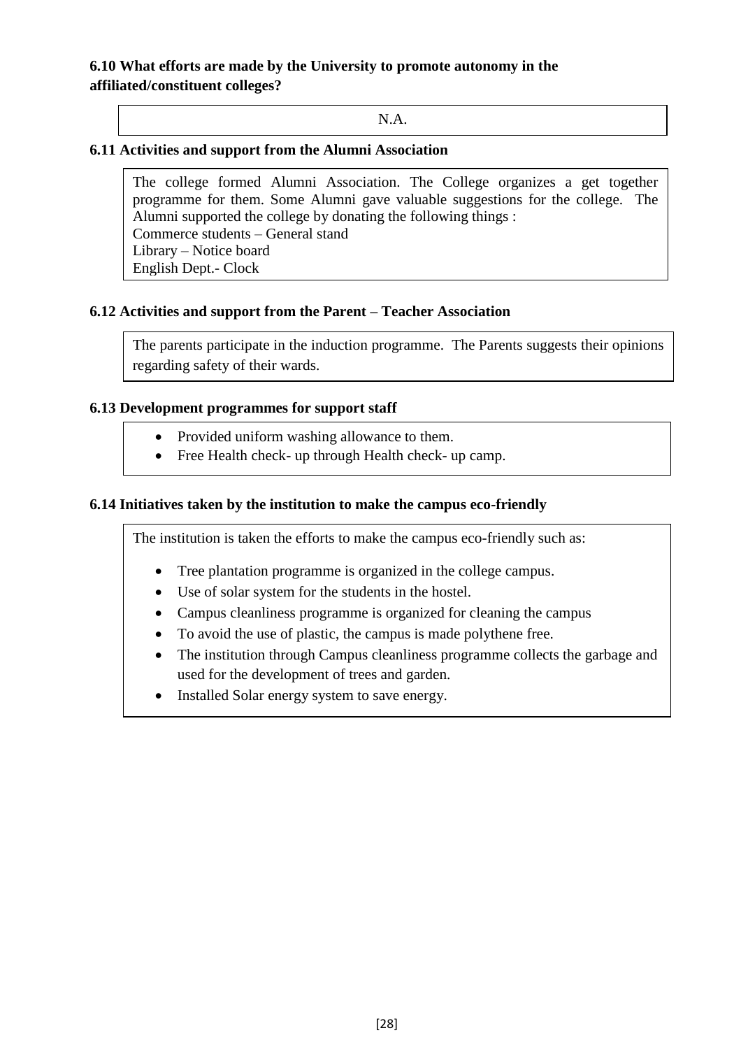**6.10 What efforts are made by the University to promote autonomy in the affiliated/constituent colleges?**

N.A.

**6.11 Activities and support from the Alumni Association**

The college formed Alumni Association. The College organizes a get together programme for them. Some Alumni gave valuable suggestions for the college. The Alumni supported the college by donating the following things :
Commerce students – General stand
Library – Notice board
English Dept.- Clock

**6.12 Activities and support from the Parent – Teacher Association**

The parents participate in the induction programme. The Parents suggests their opinions regarding safety of their wards.

**6.13 Development programmes for support staff**

- Provided uniform washing allowance to them.
- Free Health check- up through Health check- up camp.

**6.14 Initiatives taken by the institution to make the campus eco-friendly**

The institution is taken the efforts to make the campus eco-friendly such as:

- Tree plantation programme is organized in the college campus.
- Use of solar system for the students in the hostel.
- Campus cleanliness programme is organized for cleaning the campus
- To avoid the use of plastic, the campus is made polythene free.
- The institution through Campus cleanliness programme collects the garbage and used for the development of trees and garden.
- Installed Solar energy system to save energy.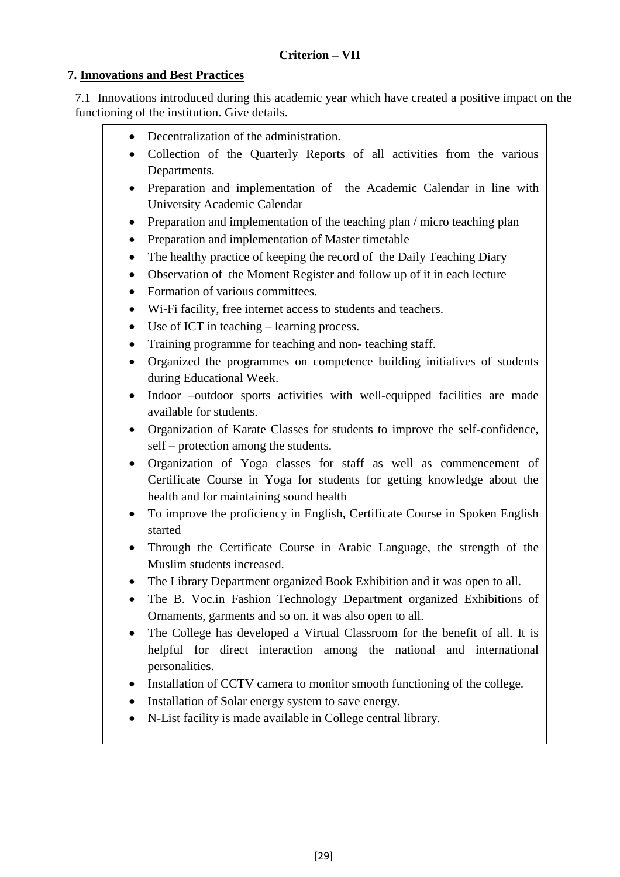**Criterion – VII**

## 7. Innovations and Best Practices

7.1 Innovations introduced during this academic year which have created a positive impact on the functioning of the institution. Give details.

- Decentralization of the administration.
- Collection of the Quarterly Reports of all activities from the various Departments.
- Preparation and implementation of the Academic Calendar in line with University Academic Calendar
- Preparation and implementation of the teaching plan / micro teaching plan
- Preparation and implementation of Master timetable
- The healthy practice of keeping the record of the Daily Teaching Diary
- Observation of the Moment Register and follow up of it in each lecture
- Formation of various committees.
- Wi-Fi facility, free internet access to students and teachers.
- Use of ICT in teaching – learning process.
- Training programme for teaching and non- teaching staff.
- Organized the programmes on competence building initiatives of students during Educational Week.
- Indoor –outdoor sports activities with well-equipped facilities are made available for students.
- Organization of Karate Classes for students to improve the self-confidence, self – protection among the students.
- Organization of Yoga classes for staff as well as commencement of Certificate Course in Yoga for students for getting knowledge about the health and for maintaining sound health
- To improve the proficiency in English, Certificate Course in Spoken English started
- Through the Certificate Course in Arabic Language, the strength of the Muslim students increased.
- The Library Department organized Book Exhibition and it was open to all.
- The B. Voc.in Fashion Technology Department organized Exhibitions of Ornaments, garments and so on. it was also open to all.
- The College has developed a Virtual Classroom for the benefit of all. It is helpful for direct interaction among the national and international personalities.
- Installation of CCTV camera to monitor smooth functioning of the college.
- Installation of Solar energy system to save energy.
- N-List facility is made available in College central library.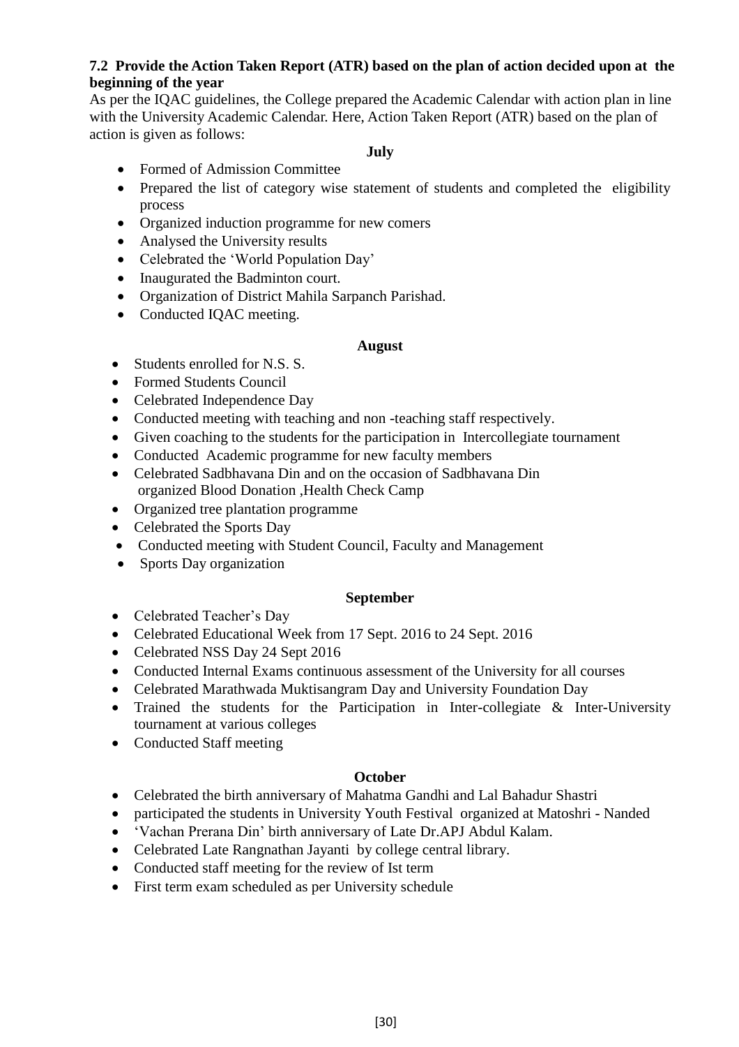**7.2 Provide the Action Taken Report (ATR) based on the plan of action decided upon at the beginning of the year**

As per the IQAC guidelines, the College prepared the Academic Calendar with action plan in line with the University Academic Calendar. Here, Action Taken Report (ATR) based on the plan of action is given as follows:

**July**

- Formed of Admission Committee
- Prepared the list of category wise statement of students and completed the eligibility process
- Organized induction programme for new comers
- Analysed the University results
- Celebrated the 'World Population Day'
- Inaugurated the Badminton court.
- Organization of District Mahila Sarpanch Parishad.
- Conducted IQAC meeting.

**August**

- Students enrolled for N.S. S.
- Formed Students Council
- Celebrated Independence Day
- Conducted meeting with teaching and non -teaching staff respectively.
- Given coaching to the students for the participation in Intercollegiate tournament
- Conducted Academic programme for new faculty members
- Celebrated Sadbhavana Din and on the occasion of Sadbhavana Din organized Blood Donation ,Health Check Camp
- Organized tree plantation programme
- Celebrated the Sports Day
- Conducted meeting with Student Council, Faculty and Management
- Sports Day organization

**September**

- Celebrated Teacher's Day
- Celebrated Educational Week from 17 Sept. 2016 to 24 Sept. 2016
- Celebrated NSS Day 24 Sept 2016
- Conducted Internal Exams continuous assessment of the University for all courses
- Celebrated Marathwada Muktisangram Day and University Foundation Day
- Trained the students for the Participation in Inter-collegiate & Inter-University tournament at various colleges
- Conducted Staff meeting

**October**

- Celebrated the birth anniversary of Mahatma Gandhi and Lal Bahadur Shastri
- participated the students in University Youth Festival organized at Matoshri - Nanded
- 'Vachan Prerana Din' birth anniversary of Late Dr.APJ Abdul Kalam.
- Celebrated Late Rangnathan Jayanti by college central library.
- Conducted staff meeting for the review of Ist term
- First term exam scheduled as per University schedule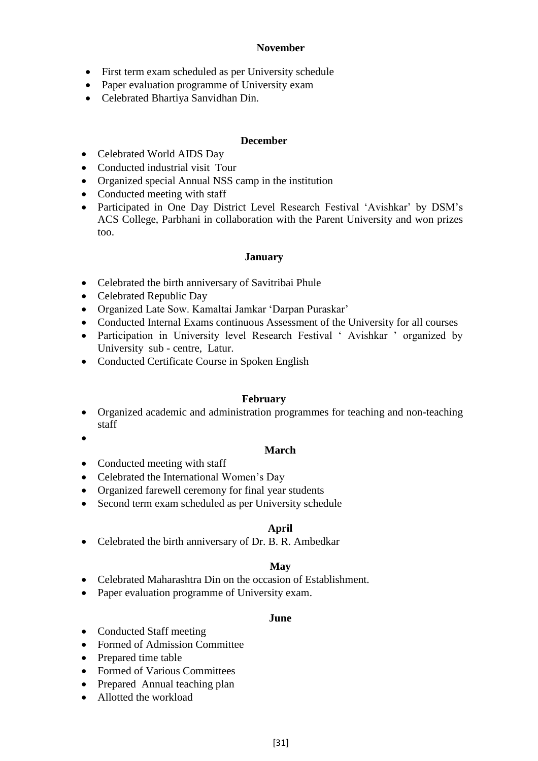**November**

- First term exam scheduled as per University schedule
- Paper evaluation programme of University exam
- Celebrated Bhartiya Sanvidhan Din.

**December**

- Celebrated World AIDS Day
- Conducted industrial visit Tour
- Organized special Annual NSS camp in the institution
- Conducted meeting with staff
- Participated in One Day District Level Research Festival 'Avishkar' by DSM's ACS College, Parbhani in collaboration with the Parent University and won prizes too.

**January**

- Celebrated the birth anniversary of Savitribai Phule
- Celebrated Republic Day
- Organized Late Sow. Kamaltai Jamkar 'Darpan Puraskar'
- Conducted Internal Exams continuous Assessment of the University for all courses
- Participation in University level Research Festival ' Avishkar ' organized by University sub - centre, Latur.
- Conducted Certificate Course in Spoken English

**February**

- Organized academic and administration programmes for teaching and non-teaching staff

**March**

- Conducted meeting with staff
- Celebrated the International Women's Day
- Organized farewell ceremony for final year students
- Second term exam scheduled as per University schedule

**April**

- Celebrated the birth anniversary of Dr. B. R. Ambedkar

**May**

- Celebrated Maharashtra Din on the occasion of Establishment.
- Paper evaluation programme of University exam.

**June**

- Conducted Staff meeting
- Formed of Admission Committee
- Prepared time table
- Formed of Various Committees
- Prepared Annual teaching plan
- Allotted the workload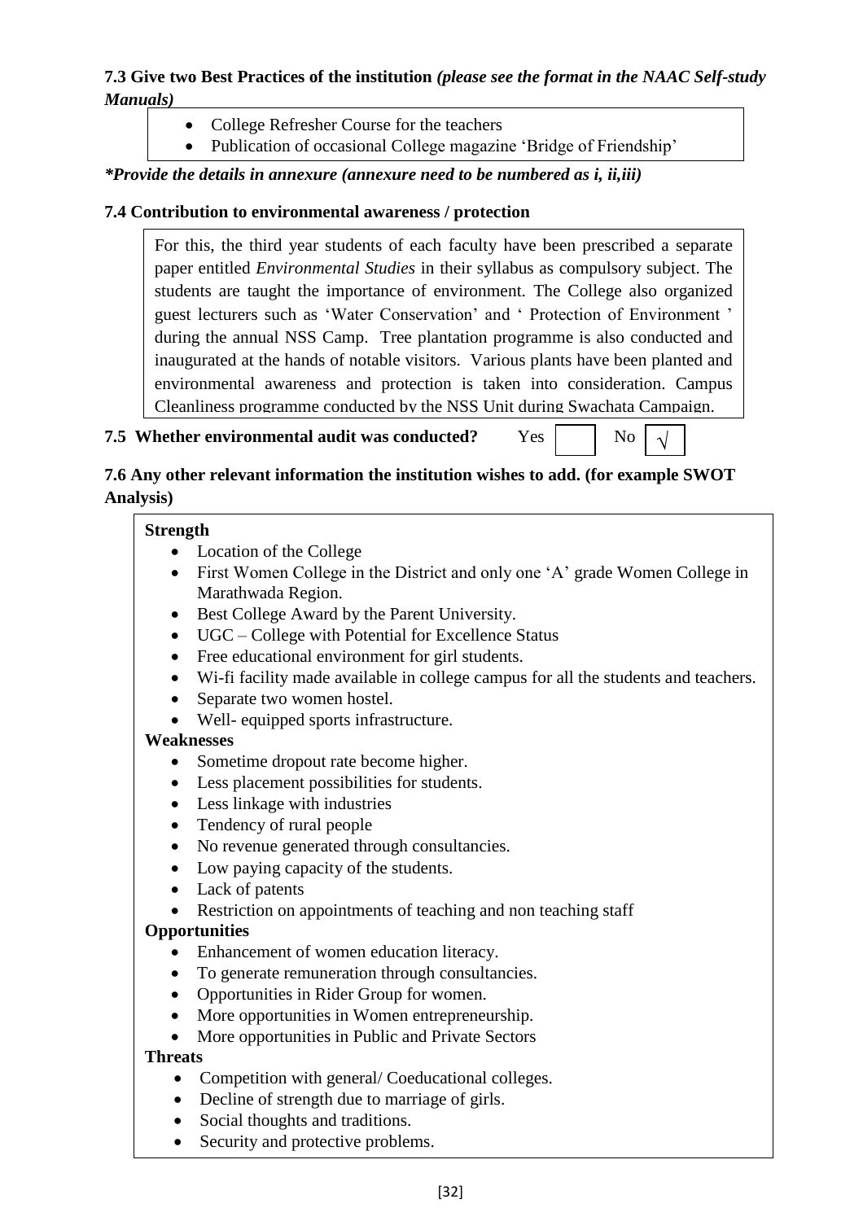**7.3 Give two Best Practices of the institution** ***(please see the format in the NAAC Self-study Manuals)***

- College Refresher Course for the teachers
- Publication of occasional College magazine 'Bridge of Friendship'

***\*Provide the details in annexure (annexure need to be numbered as i, ii,iii)***

**7.4 Contribution to environmental awareness / protection**

For this, the third year students of each faculty have been prescribed a separate paper entitled *Environmental Studies* in their syllabus as compulsory subject. The students are taught the importance of environment. The College also organized guest lecturers such as 'Water Conservation' and ' Protection of Environment ' during the annual NSS Camp. Tree plantation programme is also conducted and inaugurated at the hands of notable visitors. Various plants have been planted and environmental awareness and protection is taken into consideration. Campus Cleanliness programme conducted by the NSS Unit during Swachata Campaign.

**7.5 Whether environmental audit was conducted?** Yes [ ] No [√]

**7.6 Any other relevant information the institution wishes to add. (for example SWOT Analysis)**

**Strength**

- Location of the College
- First Women College in the District and only one 'A' grade Women College in Marathwada Region.
- Best College Award by the Parent University.
- UGC – College with Potential for Excellence Status
- Free educational environment for girl students.
- Wi-fi facility made available in college campus for all the students and teachers.
- Separate two women hostel.
- Well- equipped sports infrastructure.

**Weaknesses**

- Sometime dropout rate become higher.
- Less placement possibilities for students.
- Less linkage with industries
- Tendency of rural people
- No revenue generated through consultancies.
- Low paying capacity of the students.
- Lack of patents
- Restriction on appointments of teaching and non teaching staff

**Opportunities**

- Enhancement of women education literacy.
- To generate remuneration through consultancies.
- Opportunities in Rider Group for women.
- More opportunities in Women entrepreneurship.
- More opportunities in Public and Private Sectors

**Threats**

- Competition with general/ Coeducational colleges.
- Decline of strength due to marriage of girls.
- Social thoughts and traditions.
- Security and protective problems.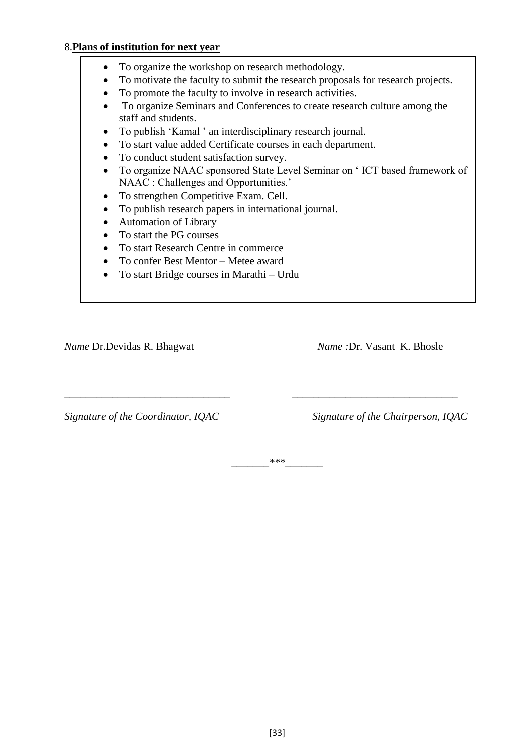8.**Plans of institution for next year**

- To organize the workshop on research methodology.
- To motivate the faculty to submit the research proposals for research projects.
- To promote the faculty to involve in research activities.
- To organize Seminars and Conferences to create research culture among the staff and students.
- To publish 'Kamal ' an interdisciplinary research journal.
- To start value added Certificate courses in each department.
- To conduct student satisfaction survey.
- To organize NAAC sponsored State Level Seminar on ' ICT based framework of NAAC : Challenges and Opportunities.'
- To strengthen Competitive Exam. Cell.
- To publish research papers in international journal.
- Automation of Library
- To start the PG courses
- To start Research Centre in commerce
- To confer Best Mentor – Metee award
- To start Bridge courses in Marathi – Urdu

*Name* Dr.Devidas R. Bhagwat

_______________________________

*Signature of the Coordinator, IQAC*

*Name :*Dr. Vasant K. Bhosle

_______________________________

*Signature of the Chairperson, IQAC*

_______***_______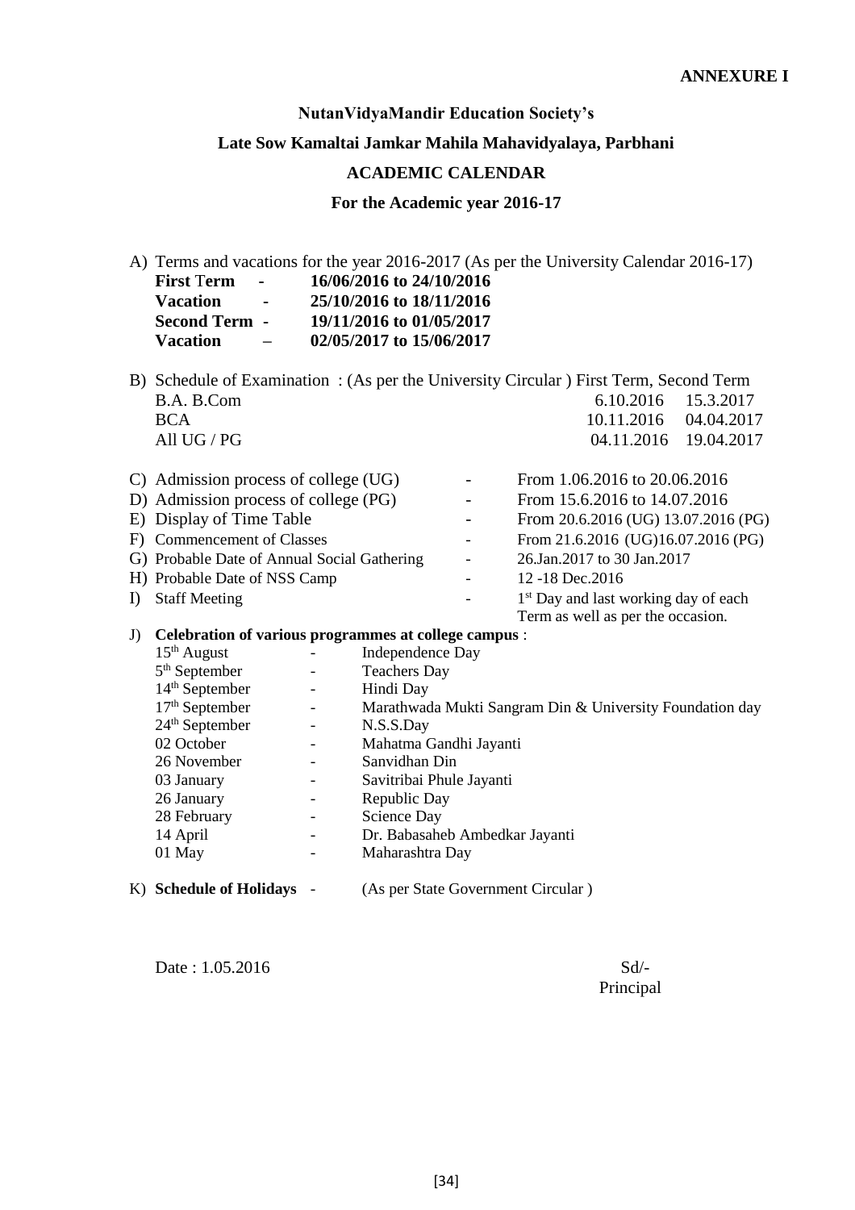**ANNEXURE I**

**NutanVidyaMandir Education Society's**

**Late Sow Kamaltai Jamkar Mahila Mahavidyalaya, Parbhani**

**ACADEMIC CALENDAR**

**For the Academic year 2016-17**

A) Terms and vacations for the year 2016-2017 (As per the University Calendar 2016-17)

| | | |
|---|---|---|
| **First Term** | **-** | **16/06/2016 to 24/10/2016** |
| **Vacation** | **-** | **25/10/2016 to 18/11/2016** |
| **Second Term** | **-** | **19/11/2016 to 01/05/2017** |
| **Vacation** | **–** | **02/05/2017 to 15/06/2017** |

B) Schedule of Examination : (As per the University Circular ) First Term, Second Term

| | First Term | Second Term |
|---|---|---|
| B.A. B.Com | 6.10.2016 | 15.3.2017 |
| BCA | 10.11.2016 | 04.04.2017 |
| All UG / PG | 04.11.2016 | 19.04.2017 |

| | | |
|---|---|---|
| C) Admission process of college (UG) | - | From 1.06.2016 to 20.06.2016 |
| D) Admission process of college (PG) | - | From 15.6.2016 to 14.07.2016 |
| E) Display of Time Table | - | From 20.6.2016 (UG) 13.07.2016 (PG) |
| F) Commencement of Classes | - | From 21.6.2016 (UG)16.07.2016 (PG) |
| G) Probable Date of Annual Social Gathering | - | 26.Jan.2017 to 30 Jan.2017 |
| H) Probable Date of NSS Camp | - | 12 -18 Dec.2016 |
| I) Staff Meeting | - | 1st Day and last working day of each Term as well as per the occasion. |

J) **Celebration of various programmes at college campus** :

| | | |
|---|---|---|
| 15th August | - | Independence Day |
| 5th September | - | Teachers Day |
| 14th September | - | Hindi Day |
| 17th September | - | Marathwada Mukti Sangram Din & University Foundation day |
| 24th September | - | N.S.S.Day |
| 02 October | - | Mahatma Gandhi Jayanti |
| 26 November | - | Sanvidhan Din |
| 03 January | - | Savitribai Phule Jayanti |
| 26 January | - | Republic Day |
| 28 February | - | Science Day |
| 14 April | - | Dr. Babasaheb Ambedkar Jayanti |
| 01 May | - | Maharashtra Day |

K) **Schedule of Holidays** - (As per State Government Circular )

Date : 1.05.2016

Sd/-
Principal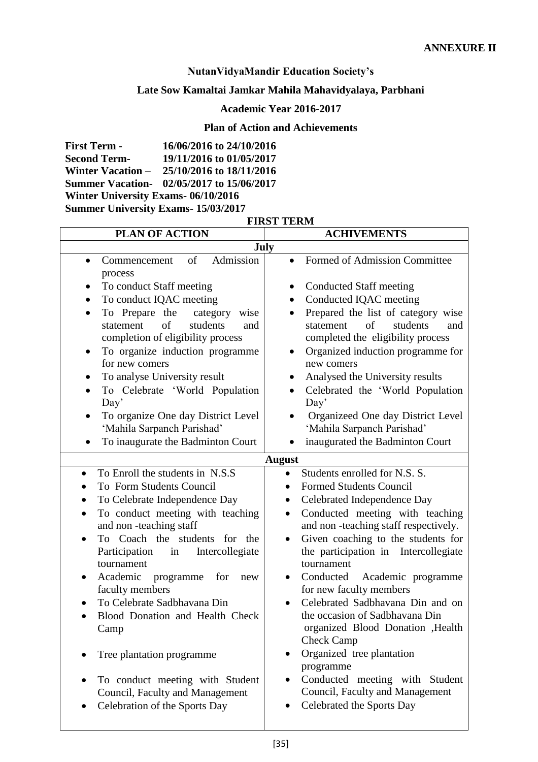**ANNEXURE II**

## NutanVidyaMandir Education Society's

## Late Sow Kamaltai Jamkar Mahila Mahavidyalaya, Parbhani

### Academic Year 2016-2017

### Plan of Action and Achievements

**First Term - 16/06/2016 to 24/10/2016**
**Second Term- 19/11/2016 to 01/05/2017**
**Winter Vacation – 25/10/2016 to 18/11/2016**
**Summer Vacation- 02/05/2017 to 15/06/2017**
**Winter University Exams- 06/10/2016**
**Summer University Exams- 15/03/2017**

**FIRST TERM**

| PLAN OF ACTION | ACHIVEMENTS |
|---|---|
| **July** | |
| • Commencement of Admission process<br>• To conduct Staff meeting<br>• To conduct IQAC meeting<br>• To Prepare the category wise statement of students and completion of eligibility process<br>• To organize induction programme for new comers<br>• To analyse University result<br>• To Celebrate 'World Population Day'<br>• To organize One day District Level 'Mahila Sarpanch Parishad'<br>• To inaugurate the Badminton Court | • Formed of Admission Committee<br>• Conducted Staff meeting<br>• Conducted IQAC meeting<br>• Prepared the list of category wise statement of students and completed the eligibility process<br>• Organized induction programme for new comers<br>• Analysed the University results<br>• Celebrated the 'World Population Day'<br>• Organizeed One day District Level 'Mahila Sarpanch Parishad'<br>• inaugurated the Badminton Court |
| **August** | |
| • To Enroll the students in N.S.S<br>• To Form Students Council<br>• To Celebrate Independence Day<br>• To conduct meeting with teaching and non -teaching staff<br>• To Coach the students for the Participation in Intercollegiate tournament<br>• Academic programme for new faculty members<br>• To Celebrate Sadbhavana Din<br>• Blood Donation and Health Check Camp<br>• Tree plantation programme<br>• To conduct meeting with Student Council, Faculty and Management<br>• Celebration of the Sports Day | • Students enrolled for N.S. S.<br>• Formed Students Council<br>• Celebrated Independence Day<br>• Conducted meeting with teaching and non -teaching staff respectively.<br>• Given coaching to the students for the participation in Intercollegiate tournament<br>• Conducted Academic programme for new faculty members<br>• Celebrated Sadbhavana Din and on the occasion of Sadbhavana Din organized Blood Donation ,Health Check Camp<br>• Organized tree plantation programme<br>• Conducted meeting with Student Council, Faculty and Management<br>• Celebrated the Sports Day |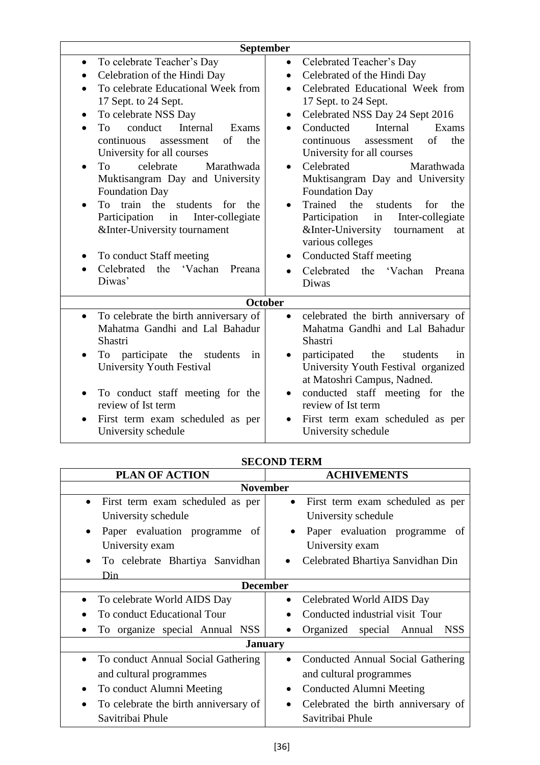| September | |
|---|---|
| • To celebrate Teacher's Day<br>• Celebration of the Hindi Day<br>• To celebrate Educational Week from 17 Sept. to 24 Sept.<br>• To celebrate NSS Day<br>• To conduct Internal Exams continuous assessment of the University for all courses<br>• To celebrate Marathwada Muktisangram Day and University Foundation Day<br>• To train the students for the Participation in Inter-collegiate &Inter-University tournament<br>• To conduct Staff meeting<br>• Celebrated the 'Vachan Preana Diwas' | • Celebrated Teacher's Day<br>• Celebrated of the Hindi Day<br>• Celebrated Educational Week from 17 Sept. to 24 Sept.<br>• Celebrated NSS Day 24 Sept 2016<br>• Conducted Internal Exams continuous assessment of the University for all courses<br>• Celebrated Marathwada Muktisangram Day and University Foundation Day<br>• Trained the students for the Participation in Inter-collegiate &Inter-University tournament at various colleges<br>• Conducted Staff meeting<br>• Celebrated the 'Vachan Preana Diwas |
| **October** | |
| • To celebrate the birth anniversary of Mahatma Gandhi and Lal Bahadur Shastri<br>• To participate the students in University Youth Festival<br>• To conduct staff meeting for the review of Ist term<br>• First term exam scheduled as per University schedule | • celebrated the birth anniversary of Mahatma Gandhi and Lal Bahadur Shastri<br>• participated the students in University Youth Festival organized at Matoshri Campus, Nadned.<br>• conducted staff meeting for the review of Ist term<br>• First term exam scheduled as per University schedule |

**SECOND TERM**

| PLAN OF ACTION | ACHIVEMENTS |
|---|---|
| **November** | |
| • First term exam scheduled as per University schedule<br>• Paper evaluation programme of University exam<br>• To celebrate Bhartiya Sanvidhan Din | • First term exam scheduled as per University schedule<br>• Paper evaluation programme of University exam<br>• Celebrated Bhartiya Sanvidhan Din |
| **December** | |
| • To celebrate World AIDS Day<br>• To conduct Educational Tour<br>• To organize special Annual NSS | • Celebrated World AIDS Day<br>• Conducted industrial visit Tour<br>• Organized special Annual NSS |
| **January** | |
| • To conduct Annual Social Gathering and cultural programmes<br>• To conduct Alumni Meeting<br>• To celebrate the birth anniversary of Savitribai Phule | • Conducted Annual Social Gathering and cultural programmes<br>• Conducted Alumni Meeting<br>• Celebrated the birth anniversary of Savitribai Phule |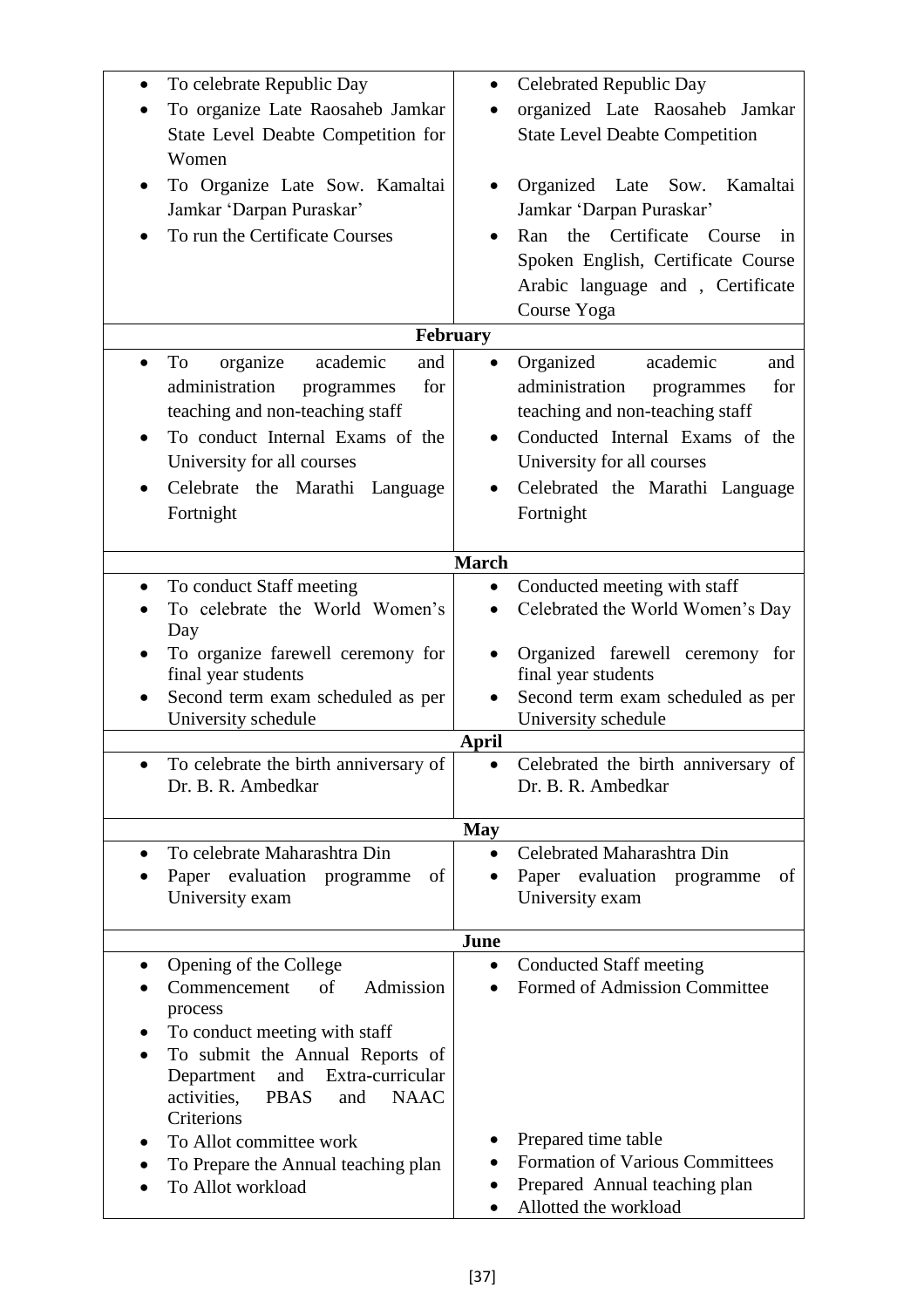| | |
|---|---|
| • To celebrate Republic Day<br>• To organize Late Raosaheb Jamkar State Level Deabte Competition for Women<br>• To Organize Late Sow. Kamaltai Jamkar 'Darpan Puraskar'<br>• To run the Certificate Courses | • Celebrated Republic Day<br>• organized Late Raosaheb Jamkar State Level Deabte Competition<br>• Organized Late Sow. Kamaltai Jamkar 'Darpan Puraskar'<br>• Ran the Certificate Course in Spoken English, Certificate Course Arabic language and , Certificate Course Yoga |
| **February** | |
| • To organize academic and administration programmes for teaching and non-teaching staff<br>• To conduct Internal Exams of the University for all courses<br>• Celebrate the Marathi Language Fortnight | • Organized academic and administration programmes for teaching and non-teaching staff<br>• Conducted Internal Exams of the University for all courses<br>• Celebrated the Marathi Language Fortnight |
| **March** | |
| • To conduct Staff meeting<br>• To celebrate the World Women's Day<br>• To organize farewell ceremony for final year students<br>• Second term exam scheduled as per University schedule | • Conducted meeting with staff<br>• Celebrated the World Women's Day<br>• Organized farewell ceremony for final year students<br>• Second term exam scheduled as per University schedule |
| **April** | |
| • To celebrate the birth anniversary of Dr. B. R. Ambedkar | • Celebrated the birth anniversary of Dr. B. R. Ambedkar |
| **May** | |
| • To celebrate Maharashtra Din<br>• Paper evaluation programme of University exam | • Celebrated Maharashtra Din<br>• Paper evaluation programme of University exam |
| **June** | |
| • Opening of the College<br>• Commencement of Admission process<br>• To conduct meeting with staff<br>• To submit the Annual Reports of Department and Extra-curricular activities, PBAS and NAAC Criterions<br>• To Allot committee work<br>• To Prepare the Annual teaching plan<br>• To Allot workload | • Conducted Staff meeting<br>• Formed of Admission Committee<br>• Prepared time table<br>• Formation of Various Committees<br>• Prepared Annual teaching plan<br>• Allotted the workload |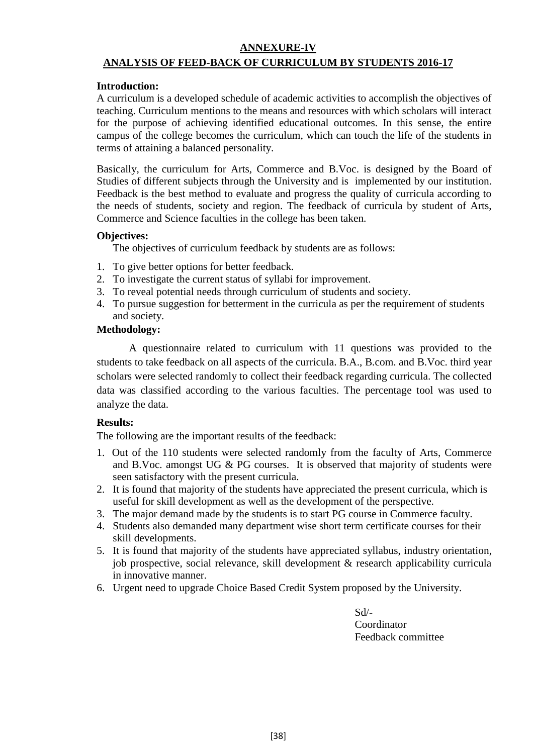## ANNEXURE-IV

## ANALYSIS OF FEED-BACK OF CURRICULUM BY STUDENTS 2016-17

**Introduction:**

A curriculum is a developed schedule of academic activities to accomplish the objectives of teaching. Curriculum mentions to the means and resources with which scholars will interact for the purpose of achieving identified educational outcomes. In this sense, the entire campus of the college becomes the curriculum, which can touch the life of the students in terms of attaining a balanced personality.

Basically, the curriculum for Arts, Commerce and B.Voc. is designed by the Board of Studies of different subjects through the University and is implemented by our institution. Feedback is the best method to evaluate and progress the quality of curricula according to the needs of students, society and region. The feedback of curricula by student of Arts, Commerce and Science faculties in the college has been taken.

**Objectives:**

The objectives of curriculum feedback by students are as follows:

1. To give better options for better feedback.
2. To investigate the current status of syllabi for improvement.
3. To reveal potential needs through curriculum of students and society.
4. To pursue suggestion for betterment in the curricula as per the requirement of students and society.

**Methodology:**

A questionnaire related to curriculum with 11 questions was provided to the students to take feedback on all aspects of the curricula. B.A., B.com. and B.Voc. third year scholars were selected randomly to collect their feedback regarding curricula. The collected data was classified according to the various faculties. The percentage tool was used to analyze the data.

**Results:**

The following are the important results of the feedback:

1. Out of the 110 students were selected randomly from the faculty of Arts, Commerce and B.Voc. amongst UG & PG courses. It is observed that majority of students were seen satisfactory with the present curricula.
2. It is found that majority of the students have appreciated the present curricula, which is useful for skill development as well as the development of the perspective.
3. The major demand made by the students is to start PG course in Commerce faculty.
4. Students also demanded many department wise short term certificate courses for their skill developments.
5. It is found that majority of the students have appreciated syllabus, industry orientation, job prospective, social relevance, skill development & research applicability curricula in innovative manner.
6. Urgent need to upgrade Choice Based Credit System proposed by the University.

Sd/-
Coordinator
Feedback committee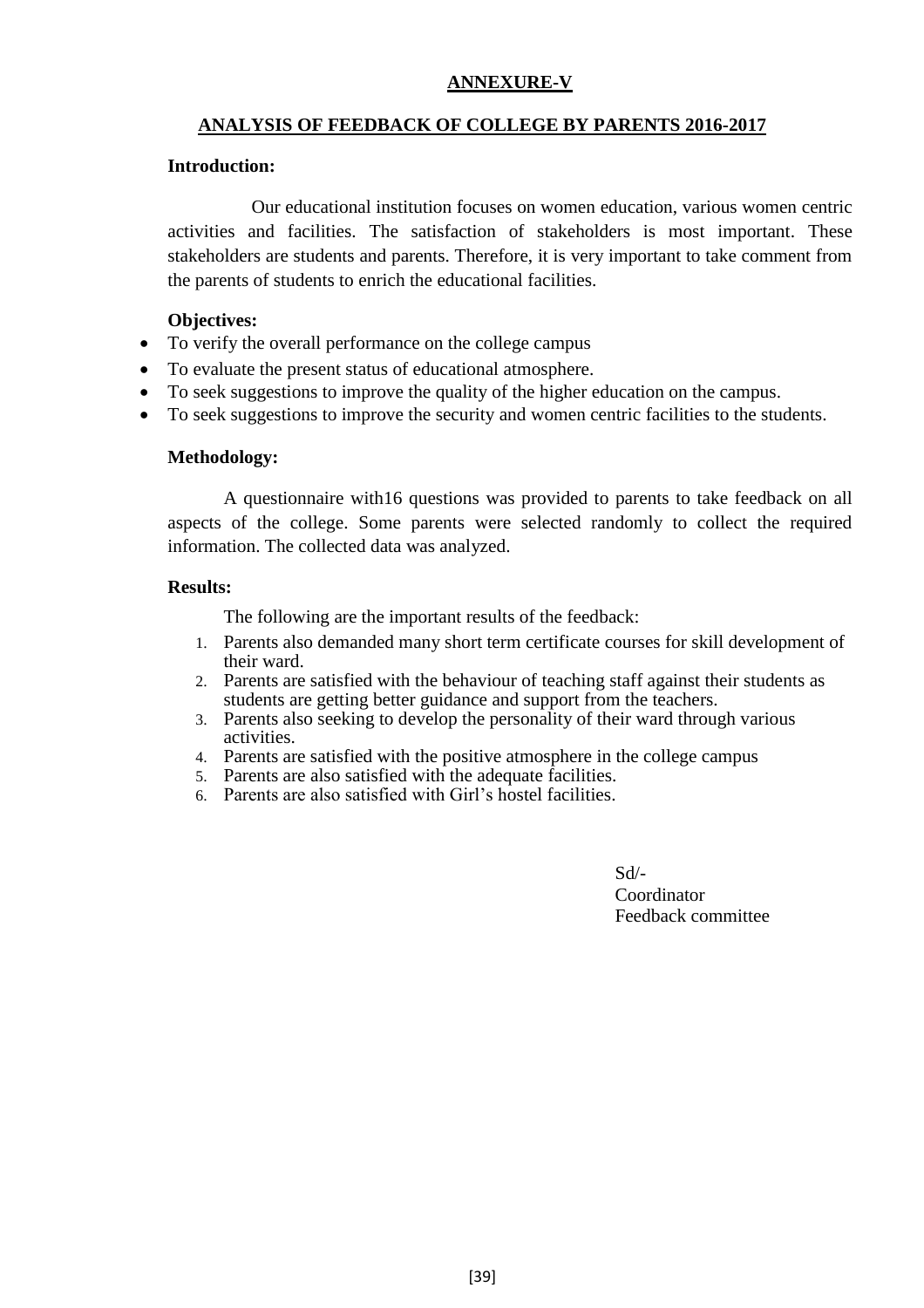## ANNEXURE-V

## ANALYSIS OF FEEDBACK OF COLLEGE BY PARENTS 2016-2017

**Introduction:**

Our educational institution focuses on women education, various women centric activities and facilities. The satisfaction of stakeholders is most important. These stakeholders are students and parents. Therefore, it is very important to take comment from the parents of students to enrich the educational facilities.

**Objectives:**

- To verify the overall performance on the college campus
- To evaluate the present status of educational atmosphere.
- To seek suggestions to improve the quality of the higher education on the campus.
- To seek suggestions to improve the security and women centric facilities to the students.

**Methodology:**

A questionnaire with16 questions was provided to parents to take feedback on all aspects of the college. Some parents were selected randomly to collect the required information. The collected data was analyzed.

**Results:**

The following are the important results of the feedback:

1. Parents also demanded many short term certificate courses for skill development of their ward.
2. Parents are satisfied with the behaviour of teaching staff against their students as students are getting better guidance and support from the teachers.
3. Parents also seeking to develop the personality of their ward through various activities.
4. Parents are satisfied with the positive atmosphere in the college campus
5. Parents are also satisfied with the adequate facilities.
6. Parents are also satisfied with Girl's hostel facilities.

Sd/-
Coordinator
Feedback committee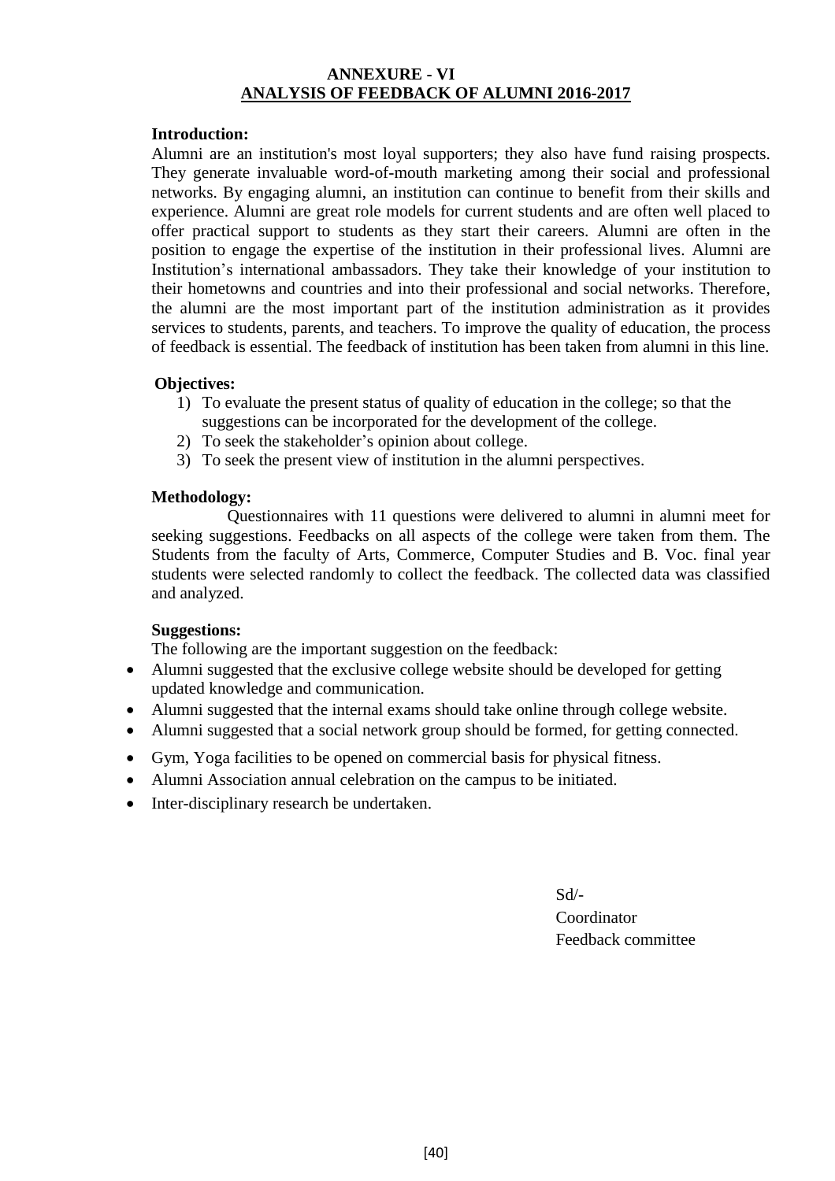# ANNEXURE - VI

## ANALYSIS OF FEEDBACK OF ALUMNI 2016-2017

**Introduction:**

Alumni are an institution's most loyal supporters; they also have fund raising prospects. They generate invaluable word-of-mouth marketing among their social and professional networks. By engaging alumni, an institution can continue to benefit from their skills and experience. Alumni are great role models for current students and are often well placed to offer practical support to students as they start their careers. Alumni are often in the position to engage the expertise of the institution in their professional lives. Alumni are Institution's international ambassadors. They take their knowledge of your institution to their hometowns and countries and into their professional and social networks. Therefore, the alumni are the most important part of the institution administration as it provides services to students, parents, and teachers. To improve the quality of education, the process of feedback is essential. The feedback of institution has been taken from alumni in this line.

**Objectives:**

1) To evaluate the present status of quality of education in the college; so that the suggestions can be incorporated for the development of the college.
2) To seek the stakeholder's opinion about college.
3) To seek the present view of institution in the alumni perspectives.

**Methodology:**

Questionnaires with 11 questions were delivered to alumni in alumni meet for seeking suggestions. Feedbacks on all aspects of the college were taken from them. The Students from the faculty of Arts, Commerce, Computer Studies and B. Voc. final year students were selected randomly to collect the feedback. The collected data was classified and analyzed.

**Suggestions:**

The following are the important suggestion on the feedback:

- Alumni suggested that the exclusive college website should be developed for getting updated knowledge and communication.
- Alumni suggested that the internal exams should take online through college website.
- Alumni suggested that a social network group should be formed, for getting connected.
- Gym, Yoga facilities to be opened on commercial basis for physical fitness.
- Alumni Association annual celebration on the campus to be initiated.
- Inter-disciplinary research be undertaken.

Sd/-
Coordinator
Feedback committee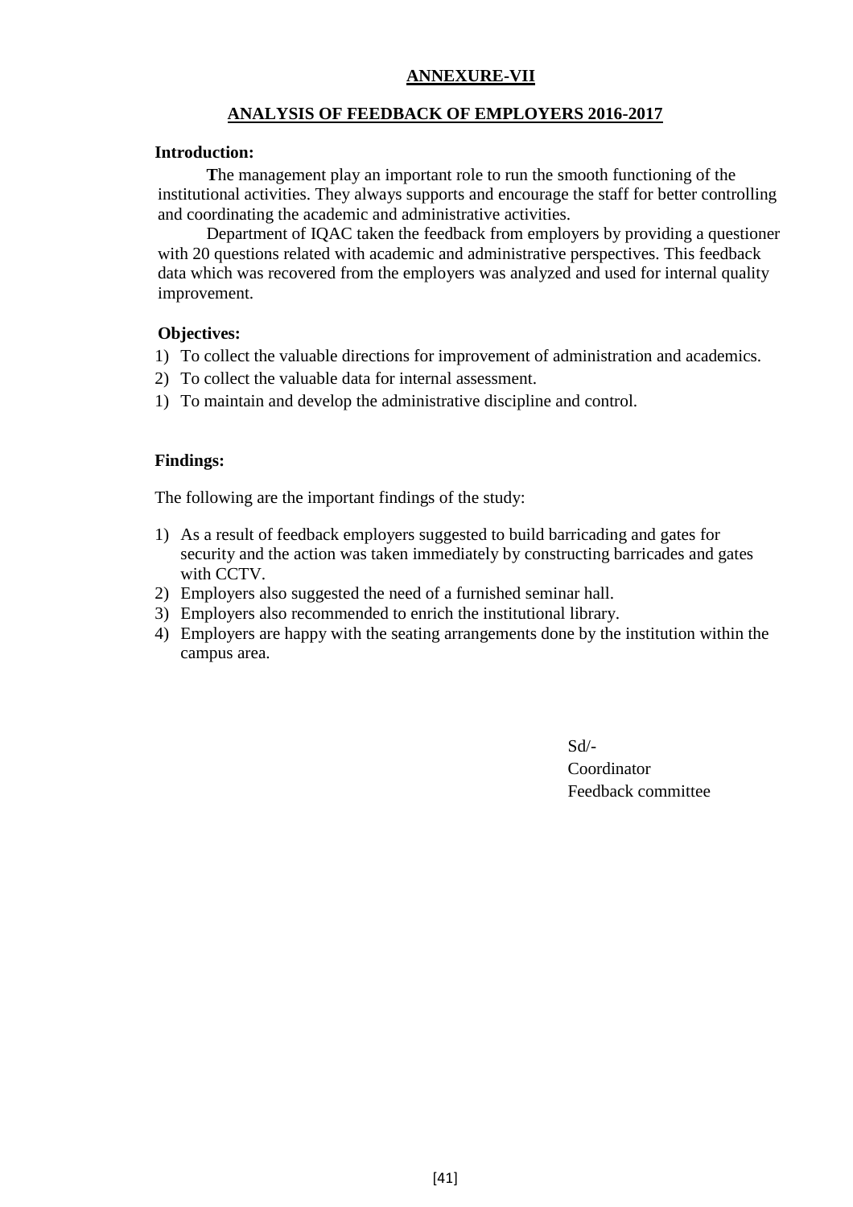# ANNEXURE-VII

## ANALYSIS OF FEEDBACK OF EMPLOYERS 2016-2017

**Introduction:**

**T**he management play an important role to run the smooth functioning of the institutional activities. They always supports and encourage the staff for better controlling and coordinating the academic and administrative activities.

Department of IQAC taken the feedback from employers by providing a questioner with 20 questions related with academic and administrative perspectives. This feedback data which was recovered from the employers was analyzed and used for internal quality improvement.

**Objectives:**

1) To collect the valuable directions for improvement of administration and academics.
2) To collect the valuable data for internal assessment.
1) To maintain and develop the administrative discipline and control.

**Findings:**

The following are the important findings of the study:

1) As a result of feedback employers suggested to build barricading and gates for security and the action was taken immediately by constructing barricades and gates with CCTV.
2) Employers also suggested the need of a furnished seminar hall.
3) Employers also recommended to enrich the institutional library.
4) Employers are happy with the seating arrangements done by the institution within the campus area.

Sd/-
Coordinator
Feedback committee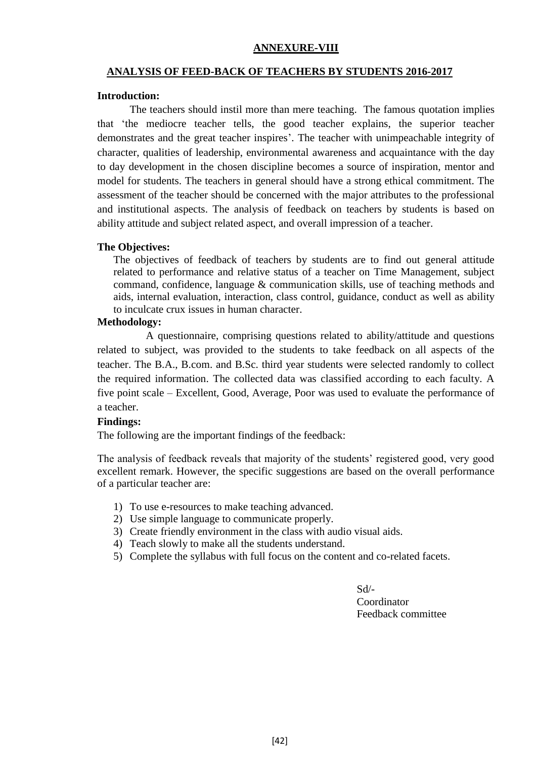## ANNEXURE-VIII

## ANALYSIS OF FEED-BACK OF TEACHERS BY STUDENTS 2016-2017

**Introduction:**

The teachers should instil more than mere teaching. The famous quotation implies that 'the mediocre teacher tells, the good teacher explains, the superior teacher demonstrates and the great teacher inspires'. The teacher with unimpeachable integrity of character, qualities of leadership, environmental awareness and acquaintance with the day to day development in the chosen discipline becomes a source of inspiration, mentor and model for students. The teachers in general should have a strong ethical commitment. The assessment of the teacher should be concerned with the major attributes to the professional and institutional aspects. The analysis of feedback on teachers by students is based on ability attitude and subject related aspect, and overall impression of a teacher.

**The Objectives:**

The objectives of feedback of teachers by students are to find out general attitude related to performance and relative status of a teacher on Time Management, subject command, confidence, language & communication skills, use of teaching methods and aids, internal evaluation, interaction, class control, guidance, conduct as well as ability to inculcate crux issues in human character.

**Methodology:**

A questionnaire, comprising questions related to ability/attitude and questions related to subject, was provided to the students to take feedback on all aspects of the teacher. The B.A., B.com. and B.Sc. third year students were selected randomly to collect the required information. The collected data was classified according to each faculty. A five point scale – Excellent, Good, Average, Poor was used to evaluate the performance of a teacher.

**Findings:**

The following are the important findings of the feedback:

The analysis of feedback reveals that majority of the students' registered good, very good excellent remark. However, the specific suggestions are based on the overall performance of a particular teacher are:

1) To use e-resources to make teaching advanced.
2) Use simple language to communicate properly.
3) Create friendly environment in the class with audio visual aids.
4) Teach slowly to make all the students understand.
5) Complete the syllabus with full focus on the content and co-related facets.

Sd/-
Coordinator
Feedback committee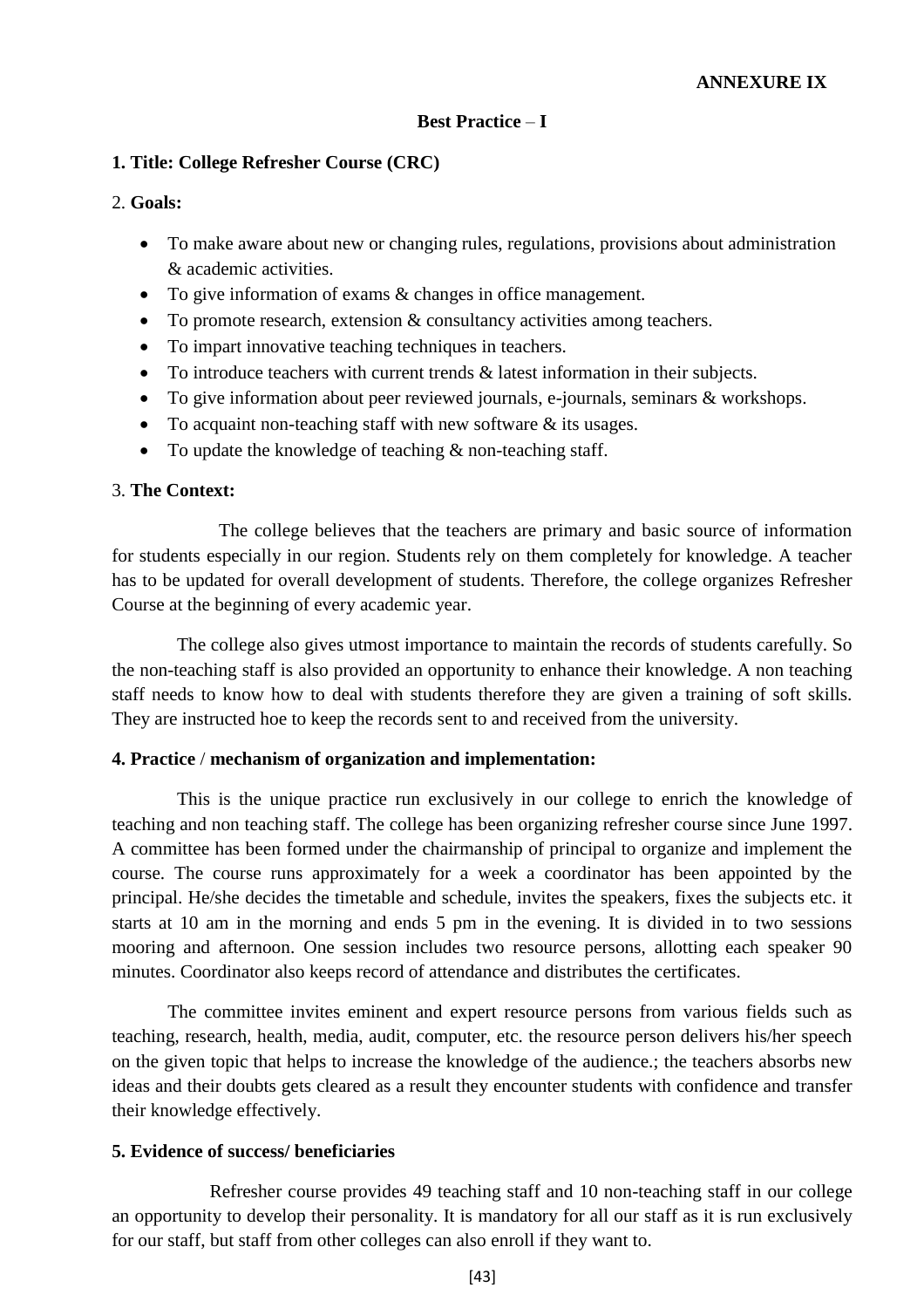**ANNEXURE IX**

**Best Practice – I**

**1. Title: College Refresher Course (CRC)**

2. **Goals:**

- To make aware about new or changing rules, regulations, provisions about administration & academic activities.
- To give information of exams & changes in office management.
- To promote research, extension & consultancy activities among teachers.
- To impart innovative teaching techniques in teachers.
- To introduce teachers with current trends & latest information in their subjects.
- To give information about peer reviewed journals, e-journals, seminars & workshops.
- To acquaint non-teaching staff with new software & its usages.
- To update the knowledge of teaching & non-teaching staff.

3. **The Context:**

The college believes that the teachers are primary and basic source of information for students especially in our region. Students rely on them completely for knowledge. A teacher has to be updated for overall development of students. Therefore, the college organizes Refresher Course at the beginning of every academic year.

The college also gives utmost importance to maintain the records of students carefully. So the non-teaching staff is also provided an opportunity to enhance their knowledge. A non teaching staff needs to know how to deal with students therefore they are given a training of soft skills. They are instructed hoe to keep the records sent to and received from the university.

**4. Practice / mechanism of organization and implementation:**

This is the unique practice run exclusively in our college to enrich the knowledge of teaching and non teaching staff. The college has been organizing refresher course since June 1997. A committee has been formed under the chairmanship of principal to organize and implement the course. The course runs approximately for a week a coordinator has been appointed by the principal. He/she decides the timetable and schedule, invites the speakers, fixes the subjects etc. it starts at 10 am in the morning and ends 5 pm in the evening. It is divided in to two sessions mooring and afternoon. One session includes two resource persons, allotting each speaker 90 minutes. Coordinator also keeps record of attendance and distributes the certificates.

The committee invites eminent and expert resource persons from various fields such as teaching, research, health, media, audit, computer, etc. the resource person delivers his/her speech on the given topic that helps to increase the knowledge of the audience.; the teachers absorbs new ideas and their doubts gets cleared as a result they encounter students with confidence and transfer their knowledge effectively.

**5. Evidence of success/ beneficiaries**

Refresher course provides 49 teaching staff and 10 non-teaching staff in our college an opportunity to develop their personality. It is mandatory for all our staff as it is run exclusively for our staff, but staff from other colleges can also enroll if they want to.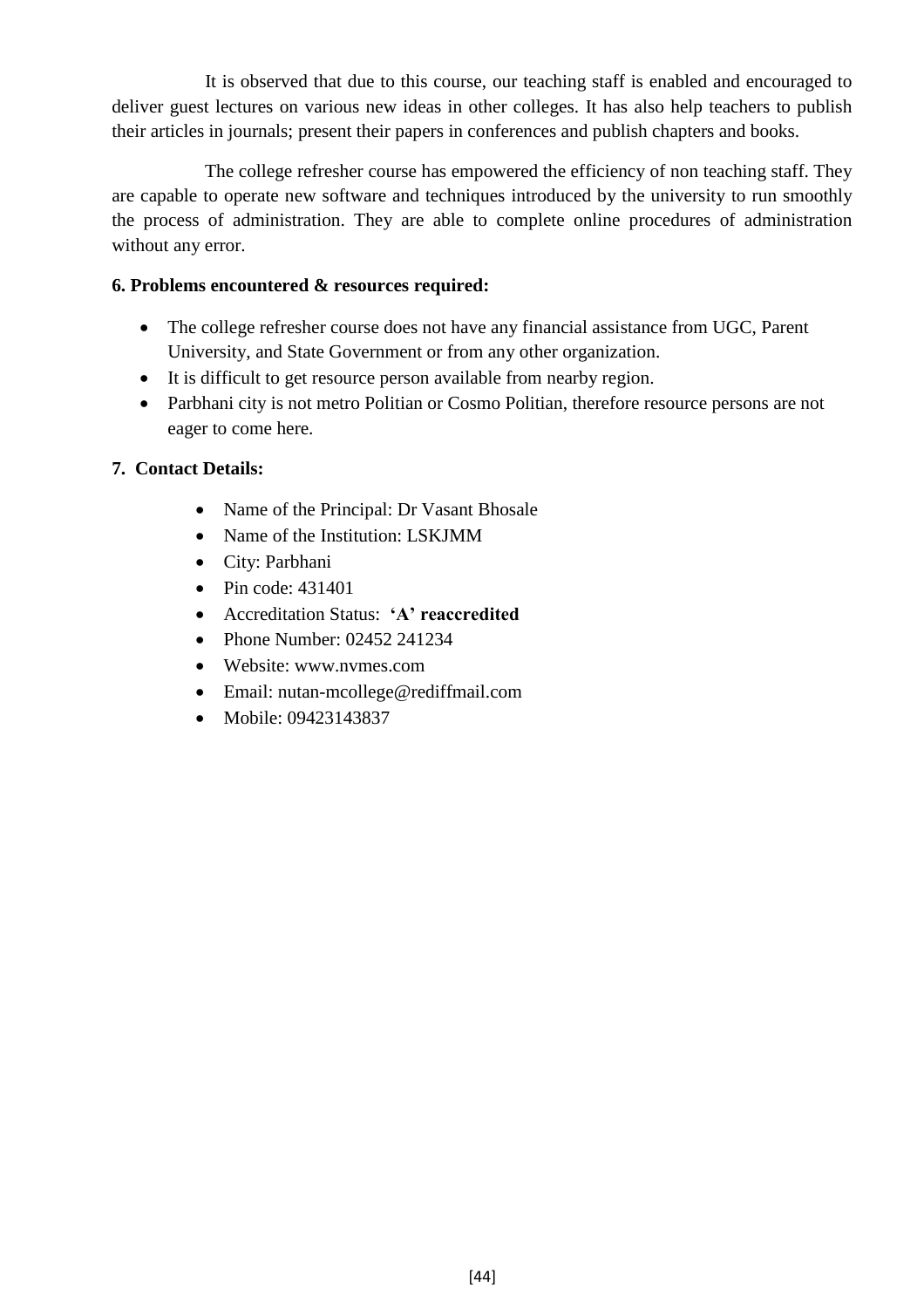It is observed that due to this course, our teaching staff is enabled and encouraged to deliver guest lectures on various new ideas in other colleges. It has also help teachers to publish their articles in journals; present their papers in conferences and publish chapters and books.

The college refresher course has empowered the efficiency of non teaching staff. They are capable to operate new software and techniques introduced by the university to run smoothly the process of administration. They are able to complete online procedures of administration without any error.

**6. Problems encountered & resources required:**

- The college refresher course does not have any financial assistance from UGC, Parent University, and State Government or from any other organization.
- It is difficult to get resource person available from nearby region.
- Parbhani city is not metro Politian or Cosmo Politian, therefore resource persons are not eager to come here.

**7. Contact Details:**

- Name of the Principal: Dr Vasant Bhosale
- Name of the Institution: LSKJMM
- City: Parbhani
- Pin code: 431401
- Accreditation Status: **'A' reaccredited**
- Phone Number: 02452 241234
- Website: www.nvmes.com
- Email: nutan-mcollege@rediffmail.com
- Mobile: 09423143837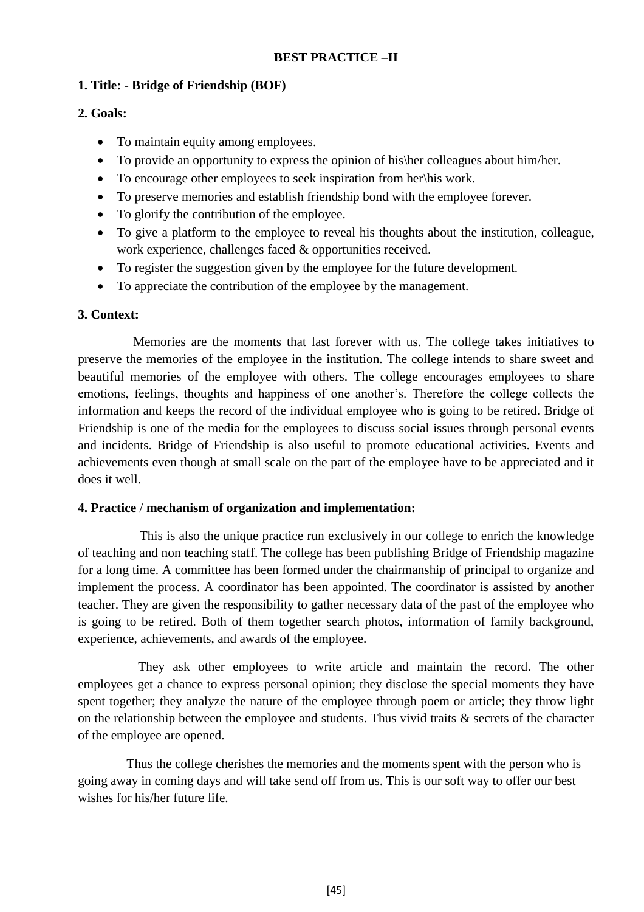## BEST PRACTICE –II

**1. Title: - Bridge of Friendship (BOF)**

**2. Goals:**

- To maintain equity among employees.
- To provide an opportunity to express the opinion of his\her colleagues about him/her.
- To encourage other employees to seek inspiration from her\his work.
- To preserve memories and establish friendship bond with the employee forever.
- To glorify the contribution of the employee.
- To give a platform to the employee to reveal his thoughts about the institution, colleague, work experience, challenges faced & opportunities received.
- To register the suggestion given by the employee for the future development.
- To appreciate the contribution of the employee by the management.

**3. Context:**

Memories are the moments that last forever with us. The college takes initiatives to preserve the memories of the employee in the institution. The college intends to share sweet and beautiful memories of the employee with others. The college encourages employees to share emotions, feelings, thoughts and happiness of one another's. Therefore the college collects the information and keeps the record of the individual employee who is going to be retired. Bridge of Friendship is one of the media for the employees to discuss social issues through personal events and incidents. Bridge of Friendship is also useful to promote educational activities. Events and achievements even though at small scale on the part of the employee have to be appreciated and it does it well.

**4. Practice / mechanism of organization and implementation:**

This is also the unique practice run exclusively in our college to enrich the knowledge of teaching and non teaching staff. The college has been publishing Bridge of Friendship magazine for a long time. A committee has been formed under the chairmanship of principal to organize and implement the process. A coordinator has been appointed. The coordinator is assisted by another teacher. They are given the responsibility to gather necessary data of the past of the employee who is going to be retired. Both of them together search photos, information of family background, experience, achievements, and awards of the employee.

They ask other employees to write article and maintain the record. The other employees get a chance to express personal opinion; they disclose the special moments they have spent together; they analyze the nature of the employee through poem or article; they throw light on the relationship between the employee and students. Thus vivid traits & secrets of the character of the employee are opened.

Thus the college cherishes the memories and the moments spent with the person who is going away in coming days and will take send off from us. This is our soft way to offer our best wishes for his/her future life.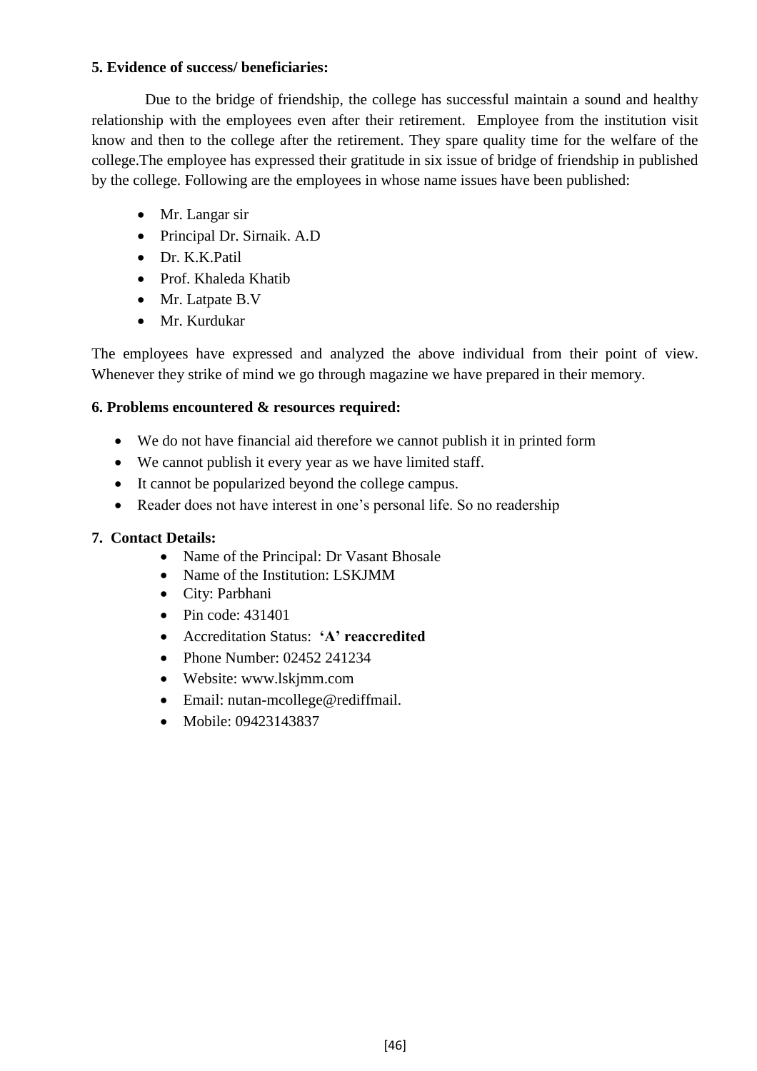**5. Evidence of success/ beneficiaries:**

Due to the bridge of friendship, the college has successful maintain a sound and healthy relationship with the employees even after their retirement. Employee from the institution visit know and then to the college after the retirement. They spare quality time for the welfare of the college.The employee has expressed their gratitude in six issue of bridge of friendship in published by the college. Following are the employees in whose name issues have been published:

- Mr. Langar sir
- Principal Dr. Sirnaik. A.D
- Dr. K.K.Patil
- Prof. Khaleda Khatib
- Mr. Latpate B.V
- Mr. Kurdukar

The employees have expressed and analyzed the above individual from their point of view. Whenever they strike of mind we go through magazine we have prepared in their memory.

**6. Problems encountered & resources required:**

- We do not have financial aid therefore we cannot publish it in printed form
- We cannot publish it every year as we have limited staff.
- It cannot be popularized beyond the college campus.
- Reader does not have interest in one's personal life. So no readership

**7. Contact Details:**

- Name of the Principal: Dr Vasant Bhosale
- Name of the Institution: LSKJMM
- City: Parbhani
- Pin code: 431401
- Accreditation Status: **'A' reaccredited**
- Phone Number: 02452 241234
- Website: www.lskjmm.com
- Email: nutan-mcollege@rediffmail.
- Mobile: 09423143837